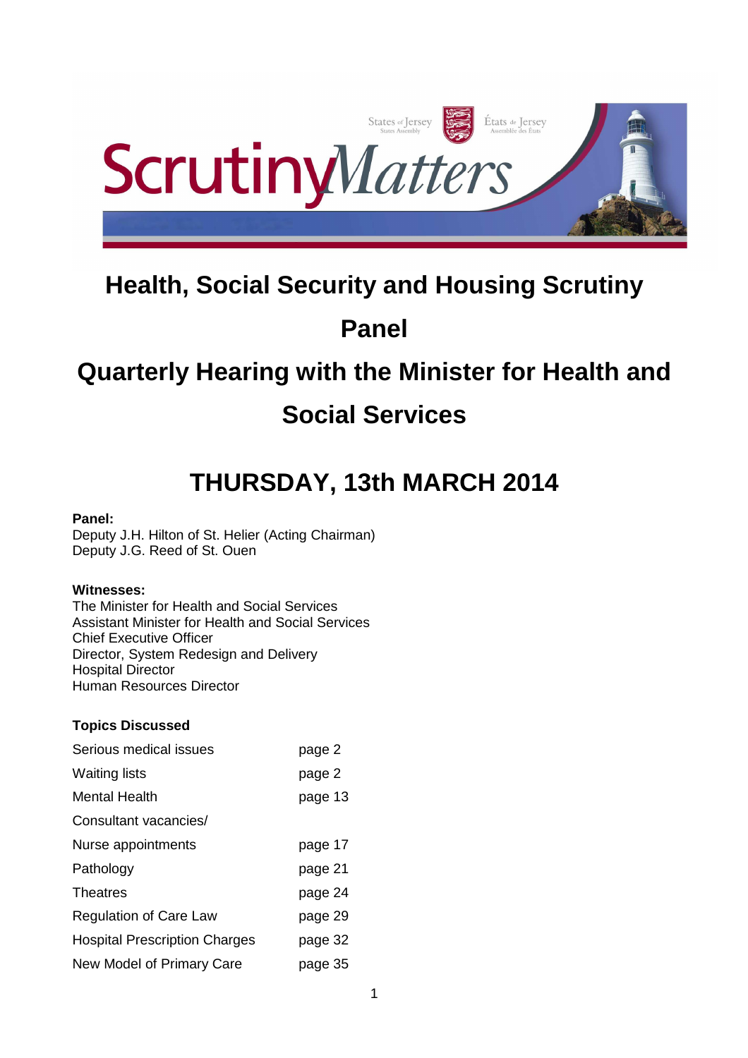# Health, Social Security and Housing Scrutiny Panel

# Quarterly Hearing with the Minister for Health and Social Services

## THURSDAY, 13th MARCH 2014

**Panel:**
Deputy J.H. Hilton of St. Helier (Acting Chairman)
Deputy J.G. Reed of St. Ouen

**Witnesses:**
The Minister for Health and Social Services
Assistant Minister for Health and Social Services
Chief Executive Officer
Director, System Redesign and Delivery
Hospital Director
Human Resources Director

**Topics Discussed**

| | |
|---|---|
| Serious medical issues | page 2 |
| Waiting lists | page 2 |
| Mental Health | page 13 |
| Consultant vacancies/ Nurse appointments | page 17 |
| Pathology | page 21 |
| Theatres | page 24 |
| Regulation of Care Law | page 29 |
| Hospital Prescription Charges | page 32 |
| New Model of Primary Care | page 35 |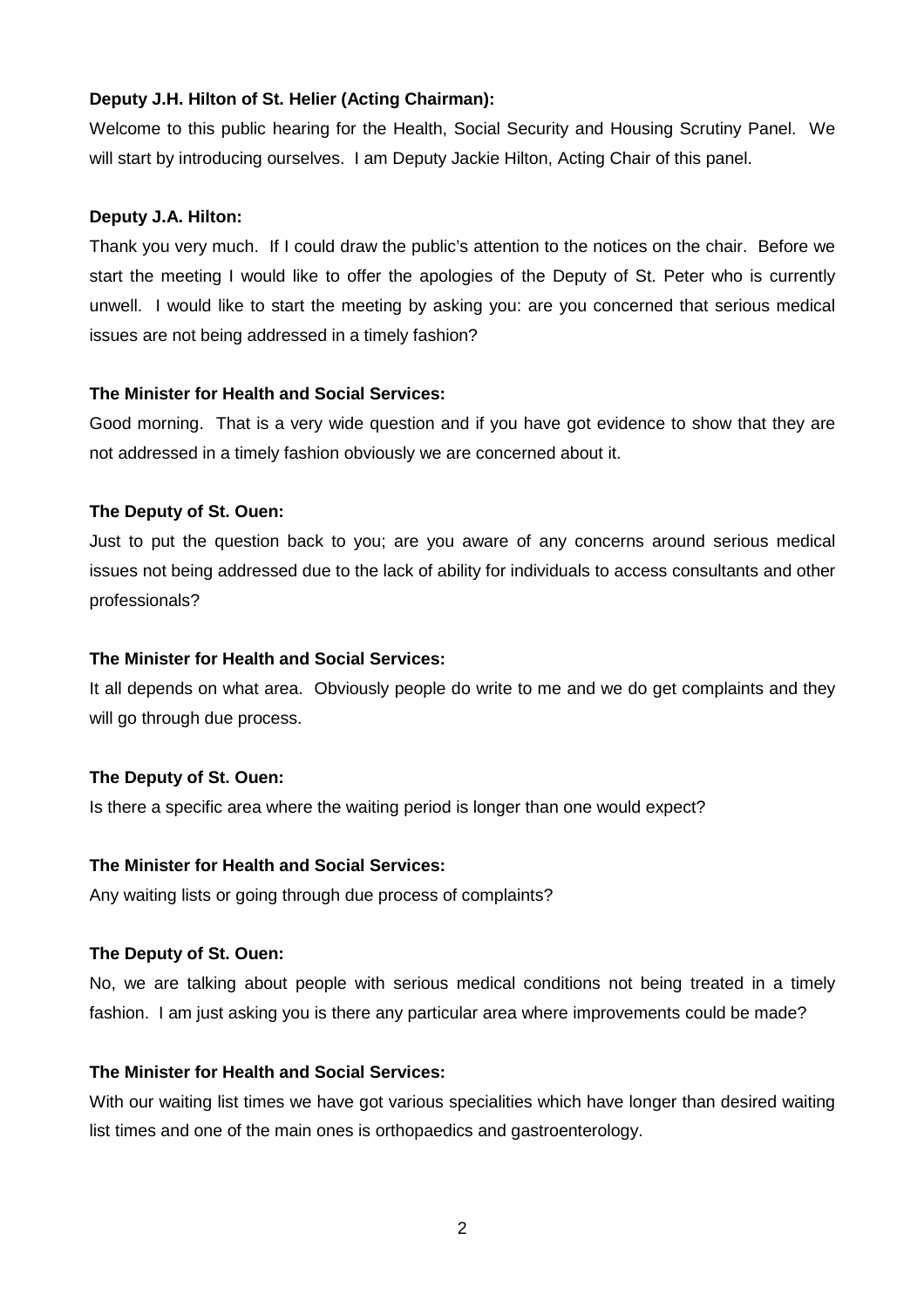**Deputy J.H. Hilton of St. Helier (Acting Chairman):**

Welcome to this public hearing for the Health, Social Security and Housing Scrutiny Panel. We will start by introducing ourselves. I am Deputy Jackie Hilton, Acting Chair of this panel.

**Deputy J.A. Hilton:**

Thank you very much. If I could draw the public's attention to the notices on the chair. Before we start the meeting I would like to offer the apologies of the Deputy of St. Peter who is currently unwell. I would like to start the meeting by asking you: are you concerned that serious medical issues are not being addressed in a timely fashion?

**The Minister for Health and Social Services:**

Good morning. That is a very wide question and if you have got evidence to show that they are not addressed in a timely fashion obviously we are concerned about it.

**The Deputy of St. Ouen:**

Just to put the question back to you; are you aware of any concerns around serious medical issues not being addressed due to the lack of ability for individuals to access consultants and other professionals?

**The Minister for Health and Social Services:**

It all depends on what area. Obviously people do write to me and we do get complaints and they will go through due process.

**The Deputy of St. Ouen:**

Is there a specific area where the waiting period is longer than one would expect?

**The Minister for Health and Social Services:**

Any waiting lists or going through due process of complaints?

**The Deputy of St. Ouen:**

No, we are talking about people with serious medical conditions not being treated in a timely fashion. I am just asking you is there any particular area where improvements could be made?

**The Minister for Health and Social Services:**

With our waiting list times we have got various specialities which have longer than desired waiting list times and one of the main ones is orthopaedics and gastroenterology.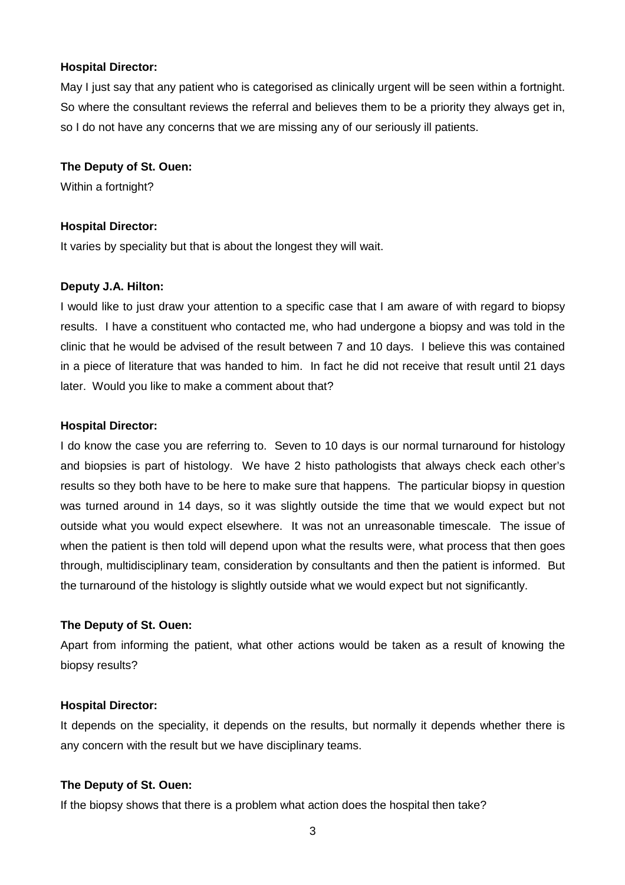**Hospital Director:**

May I just say that any patient who is categorised as clinically urgent will be seen within a fortnight. So where the consultant reviews the referral and believes them to be a priority they always get in, so I do not have any concerns that we are missing any of our seriously ill patients.

**The Deputy of St. Ouen:**

Within a fortnight?

**Hospital Director:**

It varies by speciality but that is about the longest they will wait.

**Deputy J.A. Hilton:**

I would like to just draw your attention to a specific case that I am aware of with regard to biopsy results. I have a constituent who contacted me, who had undergone a biopsy and was told in the clinic that he would be advised of the result between 7 and 10 days. I believe this was contained in a piece of literature that was handed to him. In fact he did not receive that result until 21 days later. Would you like to make a comment about that?

**Hospital Director:**

I do know the case you are referring to. Seven to 10 days is our normal turnaround for histology and biopsies is part of histology. We have 2 histo pathologists that always check each other's results so they both have to be here to make sure that happens. The particular biopsy in question was turned around in 14 days, so it was slightly outside the time that we would expect but not outside what you would expect elsewhere. It was not an unreasonable timescale. The issue of when the patient is then told will depend upon what the results were, what process that then goes through, multidisciplinary team, consideration by consultants and then the patient is informed. But the turnaround of the histology is slightly outside what we would expect but not significantly.

**The Deputy of St. Ouen:**

Apart from informing the patient, what other actions would be taken as a result of knowing the biopsy results?

**Hospital Director:**

It depends on the speciality, it depends on the results, but normally it depends whether there is any concern with the result but we have disciplinary teams.

**The Deputy of St. Ouen:**

If the biopsy shows that there is a problem what action does the hospital then take?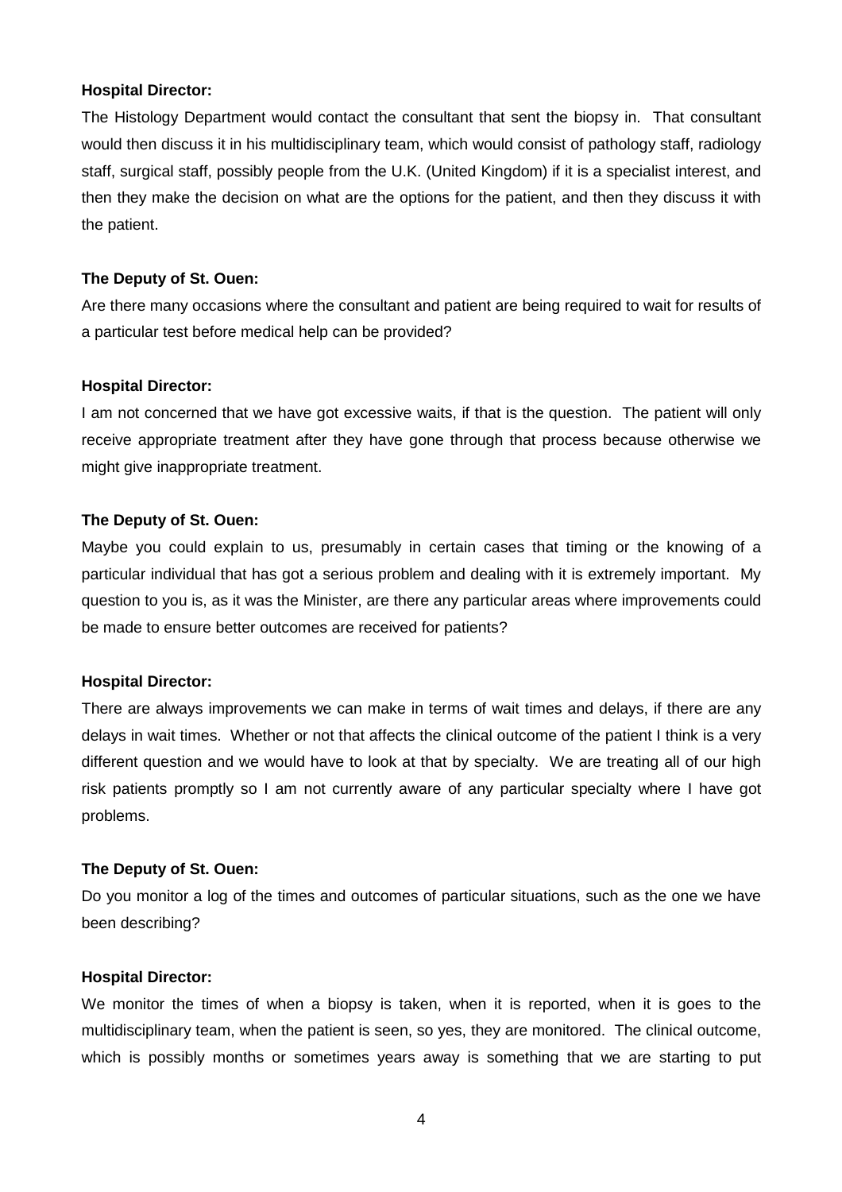**Hospital Director:**

The Histology Department would contact the consultant that sent the biopsy in. That consultant would then discuss it in his multidisciplinary team, which would consist of pathology staff, radiology staff, surgical staff, possibly people from the U.K. (United Kingdom) if it is a specialist interest, and then they make the decision on what are the options for the patient, and then they discuss it with the patient.

**The Deputy of St. Ouen:**

Are there many occasions where the consultant and patient are being required to wait for results of a particular test before medical help can be provided?

**Hospital Director:**

I am not concerned that we have got excessive waits, if that is the question. The patient will only receive appropriate treatment after they have gone through that process because otherwise we might give inappropriate treatment.

**The Deputy of St. Ouen:**

Maybe you could explain to us, presumably in certain cases that timing or the knowing of a particular individual that has got a serious problem and dealing with it is extremely important. My question to you is, as it was the Minister, are there any particular areas where improvements could be made to ensure better outcomes are received for patients?

**Hospital Director:**

There are always improvements we can make in terms of wait times and delays, if there are any delays in wait times. Whether or not that affects the clinical outcome of the patient I think is a very different question and we would have to look at that by specialty. We are treating all of our high risk patients promptly so I am not currently aware of any particular specialty where I have got problems.

**The Deputy of St. Ouen:**

Do you monitor a log of the times and outcomes of particular situations, such as the one we have been describing?

**Hospital Director:**

We monitor the times of when a biopsy is taken, when it is reported, when it is goes to the multidisciplinary team, when the patient is seen, so yes, they are monitored. The clinical outcome, which is possibly months or sometimes years away is something that we are starting to put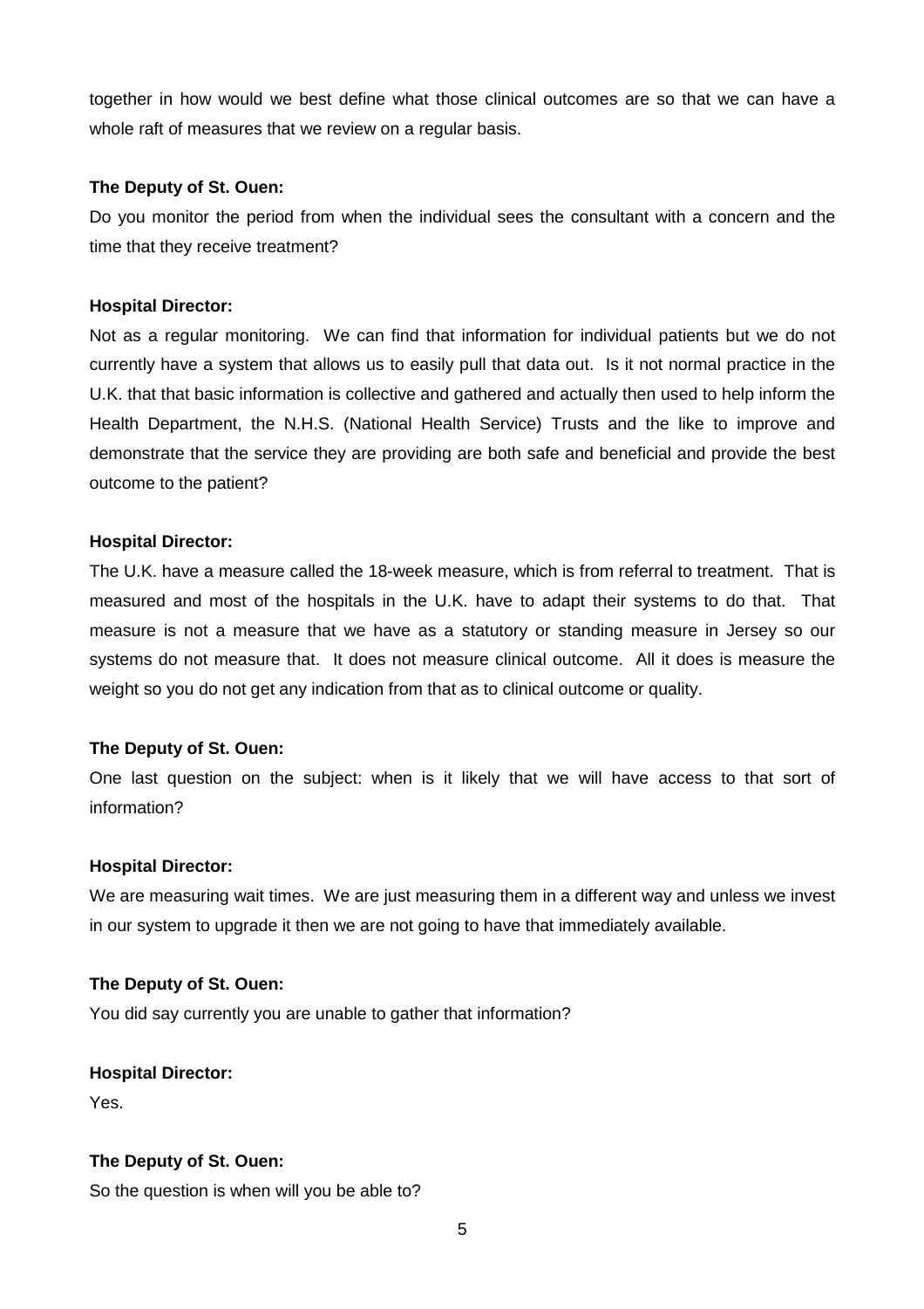together in how would we best define what those clinical outcomes are so that we can have a whole raft of measures that we review on a regular basis.

**The Deputy of St. Ouen:**

Do you monitor the period from when the individual sees the consultant with a concern and the time that they receive treatment?

**Hospital Director:**

Not as a regular monitoring. We can find that information for individual patients but we do not currently have a system that allows us to easily pull that data out. Is it not normal practice in the U.K. that that basic information is collective and gathered and actually then used to help inform the Health Department, the N.H.S. (National Health Service) Trusts and the like to improve and demonstrate that the service they are providing are both safe and beneficial and provide the best outcome to the patient?

**Hospital Director:**

The U.K. have a measure called the 18-week measure, which is from referral to treatment. That is measured and most of the hospitals in the U.K. have to adapt their systems to do that. That measure is not a measure that we have as a statutory or standing measure in Jersey so our systems do not measure that. It does not measure clinical outcome. All it does is measure the weight so you do not get any indication from that as to clinical outcome or quality.

**The Deputy of St. Ouen:**

One last question on the subject: when is it likely that we will have access to that sort of information?

**Hospital Director:**

We are measuring wait times. We are just measuring them in a different way and unless we invest in our system to upgrade it then we are not going to have that immediately available.

**The Deputy of St. Ouen:**

You did say currently you are unable to gather that information?

**Hospital Director:**

Yes.

**The Deputy of St. Ouen:**

So the question is when will you be able to?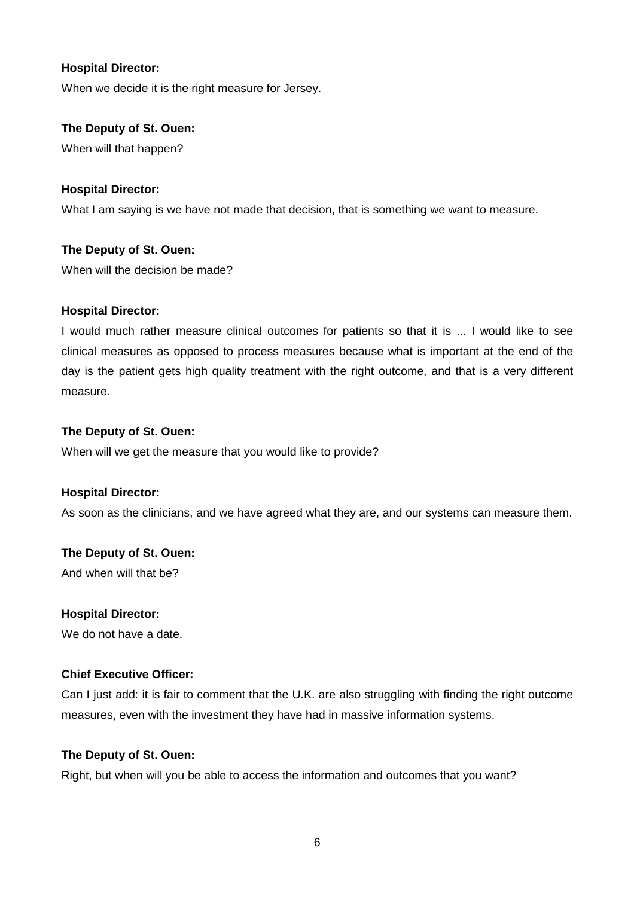**Hospital Director:**

When we decide it is the right measure for Jersey.

**The Deputy of St. Ouen:**

When will that happen?

**Hospital Director:**

What I am saying is we have not made that decision, that is something we want to measure.

**The Deputy of St. Ouen:**

When will the decision be made?

**Hospital Director:**

I would much rather measure clinical outcomes for patients so that it is ... I would like to see clinical measures as opposed to process measures because what is important at the end of the day is the patient gets high quality treatment with the right outcome, and that is a very different measure.

**The Deputy of St. Ouen:**

When will we get the measure that you would like to provide?

**Hospital Director:**

As soon as the clinicians, and we have agreed what they are, and our systems can measure them.

**The Deputy of St. Ouen:**

And when will that be?

**Hospital Director:**

We do not have a date.

**Chief Executive Officer:**

Can I just add: it is fair to comment that the U.K. are also struggling with finding the right outcome measures, even with the investment they have had in massive information systems.

**The Deputy of St. Ouen:**

Right, but when will you be able to access the information and outcomes that you want?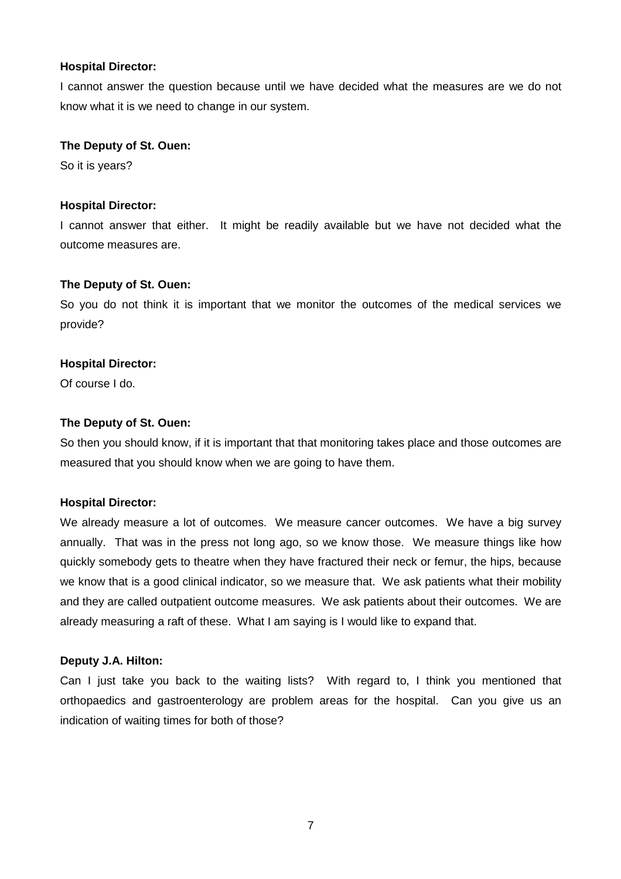**Hospital Director:**

I cannot answer the question because until we have decided what the measures are we do not know what it is we need to change in our system.

**The Deputy of St. Ouen:**

So it is years?

**Hospital Director:**

I cannot answer that either. It might be readily available but we have not decided what the outcome measures are.

**The Deputy of St. Ouen:**

So you do not think it is important that we monitor the outcomes of the medical services we provide?

**Hospital Director:**

Of course I do.

**The Deputy of St. Ouen:**

So then you should know, if it is important that that monitoring takes place and those outcomes are measured that you should know when we are going to have them.

**Hospital Director:**

We already measure a lot of outcomes. We measure cancer outcomes. We have a big survey annually. That was in the press not long ago, so we know those. We measure things like how quickly somebody gets to theatre when they have fractured their neck or femur, the hips, because we know that is a good clinical indicator, so we measure that. We ask patients what their mobility and they are called outpatient outcome measures. We ask patients about their outcomes. We are already measuring a raft of these. What I am saying is I would like to expand that.

**Deputy J.A. Hilton:**

Can I just take you back to the waiting lists? With regard to, I think you mentioned that orthopaedics and gastroenterology are problem areas for the hospital. Can you give us an indication of waiting times for both of those?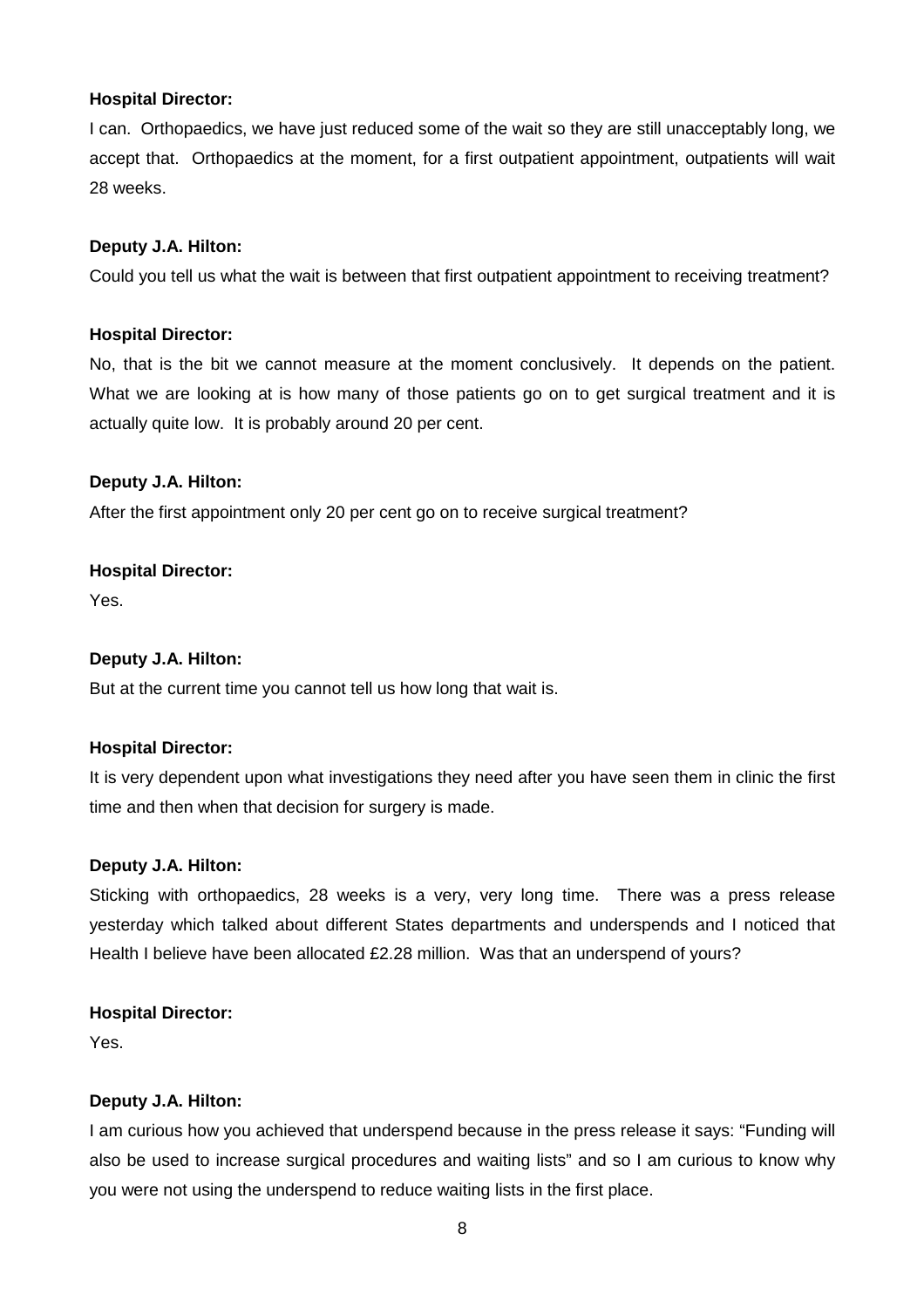**Hospital Director:**

I can. Orthopaedics, we have just reduced some of the wait so they are still unacceptably long, we accept that. Orthopaedics at the moment, for a first outpatient appointment, outpatients will wait 28 weeks.

**Deputy J.A. Hilton:**

Could you tell us what the wait is between that first outpatient appointment to receiving treatment?

**Hospital Director:**

No, that is the bit we cannot measure at the moment conclusively. It depends on the patient. What we are looking at is how many of those patients go on to get surgical treatment and it is actually quite low. It is probably around 20 per cent.

**Deputy J.A. Hilton:**

After the first appointment only 20 per cent go on to receive surgical treatment?

**Hospital Director:**

Yes.

**Deputy J.A. Hilton:**

But at the current time you cannot tell us how long that wait is.

**Hospital Director:**

It is very dependent upon what investigations they need after you have seen them in clinic the first time and then when that decision for surgery is made.

**Deputy J.A. Hilton:**

Sticking with orthopaedics, 28 weeks is a very, very long time. There was a press release yesterday which talked about different States departments and underspends and I noticed that Health I believe have been allocated £2.28 million. Was that an underspend of yours?

**Hospital Director:**

Yes.

**Deputy J.A. Hilton:**

I am curious how you achieved that underspend because in the press release it says: "Funding will also be used to increase surgical procedures and waiting lists" and so I am curious to know why you were not using the underspend to reduce waiting lists in the first place.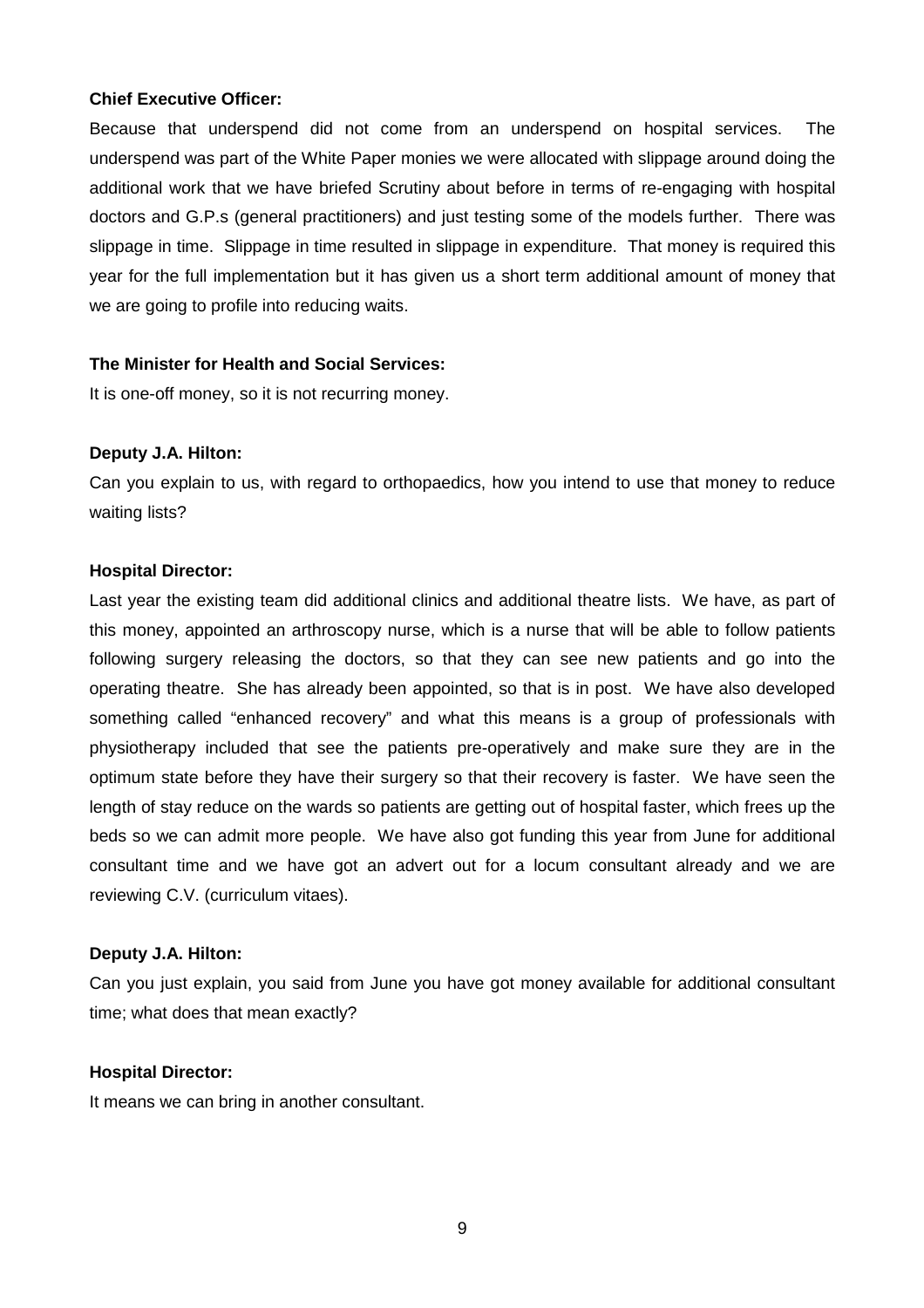**Chief Executive Officer:**

Because that underspend did not come from an underspend on hospital services. The underspend was part of the White Paper monies we were allocated with slippage around doing the additional work that we have briefed Scrutiny about before in terms of re-engaging with hospital doctors and G.P.s (general practitioners) and just testing some of the models further. There was slippage in time. Slippage in time resulted in slippage in expenditure. That money is required this year for the full implementation but it has given us a short term additional amount of money that we are going to profile into reducing waits.

**The Minister for Health and Social Services:**

It is one-off money, so it is not recurring money.

**Deputy J.A. Hilton:**

Can you explain to us, with regard to orthopaedics, how you intend to use that money to reduce waiting lists?

**Hospital Director:**

Last year the existing team did additional clinics and additional theatre lists. We have, as part of this money, appointed an arthroscopy nurse, which is a nurse that will be able to follow patients following surgery releasing the doctors, so that they can see new patients and go into the operating theatre. She has already been appointed, so that is in post. We have also developed something called "enhanced recovery" and what this means is a group of professionals with physiotherapy included that see the patients pre-operatively and make sure they are in the optimum state before they have their surgery so that their recovery is faster. We have seen the length of stay reduce on the wards so patients are getting out of hospital faster, which frees up the beds so we can admit more people. We have also got funding this year from June for additional consultant time and we have got an advert out for a locum consultant already and we are reviewing C.V. (curriculum vitaes).

**Deputy J.A. Hilton:**

Can you just explain, you said from June you have got money available for additional consultant time; what does that mean exactly?

**Hospital Director:**

It means we can bring in another consultant.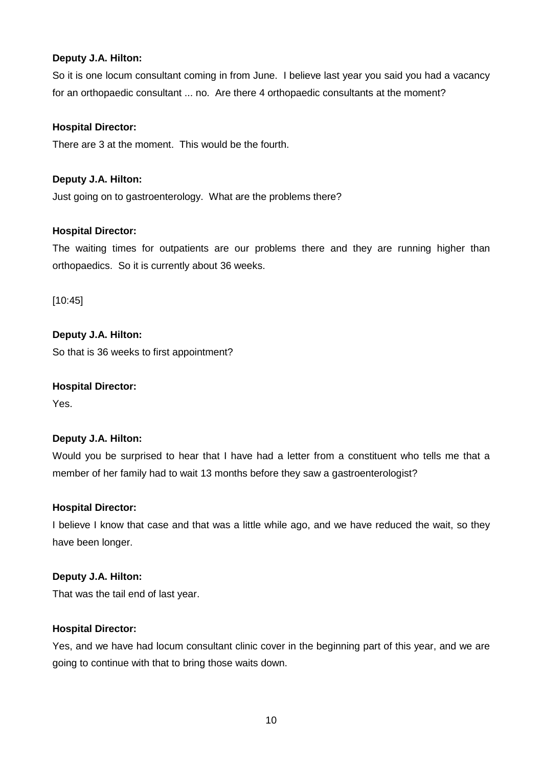**Deputy J.A. Hilton:**

So it is one locum consultant coming in from June. I believe last year you said you had a vacancy for an orthopaedic consultant ... no. Are there 4 orthopaedic consultants at the moment?

**Hospital Director:**

There are 3 at the moment. This would be the fourth.

**Deputy J.A. Hilton:**

Just going on to gastroenterology. What are the problems there?

**Hospital Director:**

The waiting times for outpatients are our problems there and they are running higher than orthopaedics. So it is currently about 36 weeks.

[10:45]

**Deputy J.A. Hilton:**

So that is 36 weeks to first appointment?

**Hospital Director:**

Yes.

**Deputy J.A. Hilton:**

Would you be surprised to hear that I have had a letter from a constituent who tells me that a member of her family had to wait 13 months before they saw a gastroenterologist?

**Hospital Director:**

I believe I know that case and that was a little while ago, and we have reduced the wait, so they have been longer.

**Deputy J.A. Hilton:**

That was the tail end of last year.

**Hospital Director:**

Yes, and we have had locum consultant clinic cover in the beginning part of this year, and we are going to continue with that to bring those waits down.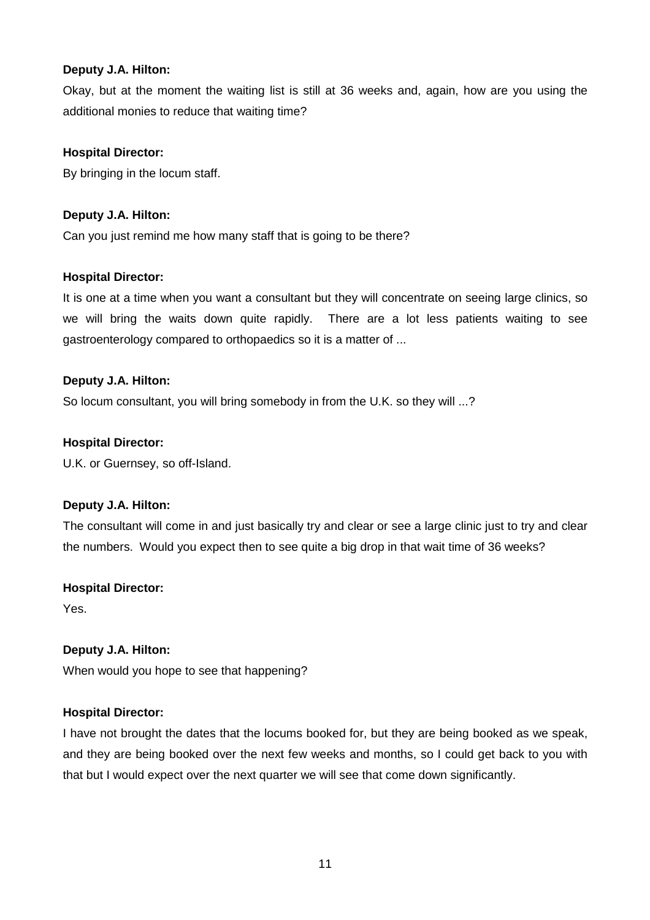**Deputy J.A. Hilton:**

Okay, but at the moment the waiting list is still at 36 weeks and, again, how are you using the additional monies to reduce that waiting time?

**Hospital Director:**

By bringing in the locum staff.

**Deputy J.A. Hilton:**

Can you just remind me how many staff that is going to be there?

**Hospital Director:**

It is one at a time when you want a consultant but they will concentrate on seeing large clinics, so we will bring the waits down quite rapidly. There are a lot less patients waiting to see gastroenterology compared to orthopaedics so it is a matter of ...

**Deputy J.A. Hilton:**

So locum consultant, you will bring somebody in from the U.K. so they will ...?

**Hospital Director:**

U.K. or Guernsey, so off-Island.

**Deputy J.A. Hilton:**

The consultant will come in and just basically try and clear or see a large clinic just to try and clear the numbers. Would you expect then to see quite a big drop in that wait time of 36 weeks?

**Hospital Director:**

Yes.

**Deputy J.A. Hilton:**

When would you hope to see that happening?

**Hospital Director:**

I have not brought the dates that the locums booked for, but they are being booked as we speak, and they are being booked over the next few weeks and months, so I could get back to you with that but I would expect over the next quarter we will see that come down significantly.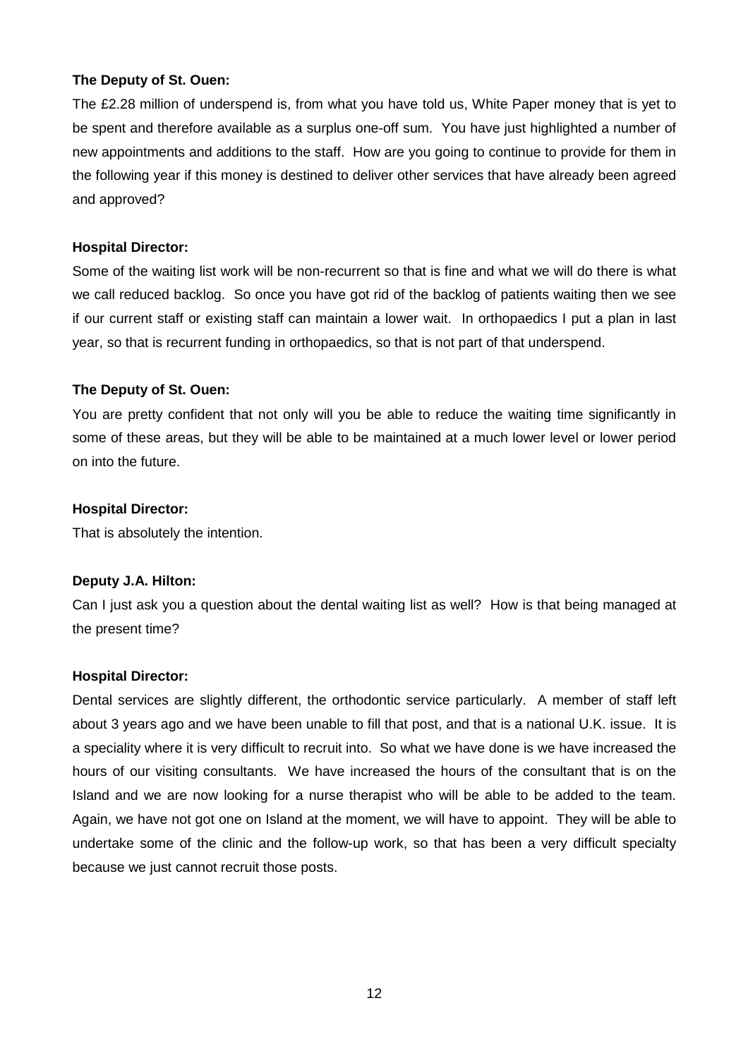**The Deputy of St. Ouen:**

The £2.28 million of underspend is, from what you have told us, White Paper money that is yet to be spent and therefore available as a surplus one-off sum. You have just highlighted a number of new appointments and additions to the staff. How are you going to continue to provide for them in the following year if this money is destined to deliver other services that have already been agreed and approved?

**Hospital Director:**

Some of the waiting list work will be non-recurrent so that is fine and what we will do there is what we call reduced backlog. So once you have got rid of the backlog of patients waiting then we see if our current staff or existing staff can maintain a lower wait. In orthopaedics I put a plan in last year, so that is recurrent funding in orthopaedics, so that is not part of that underspend.

**The Deputy of St. Ouen:**

You are pretty confident that not only will you be able to reduce the waiting time significantly in some of these areas, but they will be able to be maintained at a much lower level or lower period on into the future.

**Hospital Director:**

That is absolutely the intention.

**Deputy J.A. Hilton:**

Can I just ask you a question about the dental waiting list as well? How is that being managed at the present time?

**Hospital Director:**

Dental services are slightly different, the orthodontic service particularly. A member of staff left about 3 years ago and we have been unable to fill that post, and that is a national U.K. issue. It is a speciality where it is very difficult to recruit into. So what we have done is we have increased the hours of our visiting consultants. We have increased the hours of the consultant that is on the Island and we are now looking for a nurse therapist who will be able to be added to the team. Again, we have not got one on Island at the moment, we will have to appoint. They will be able to undertake some of the clinic and the follow-up work, so that has been a very difficult specialty because we just cannot recruit those posts.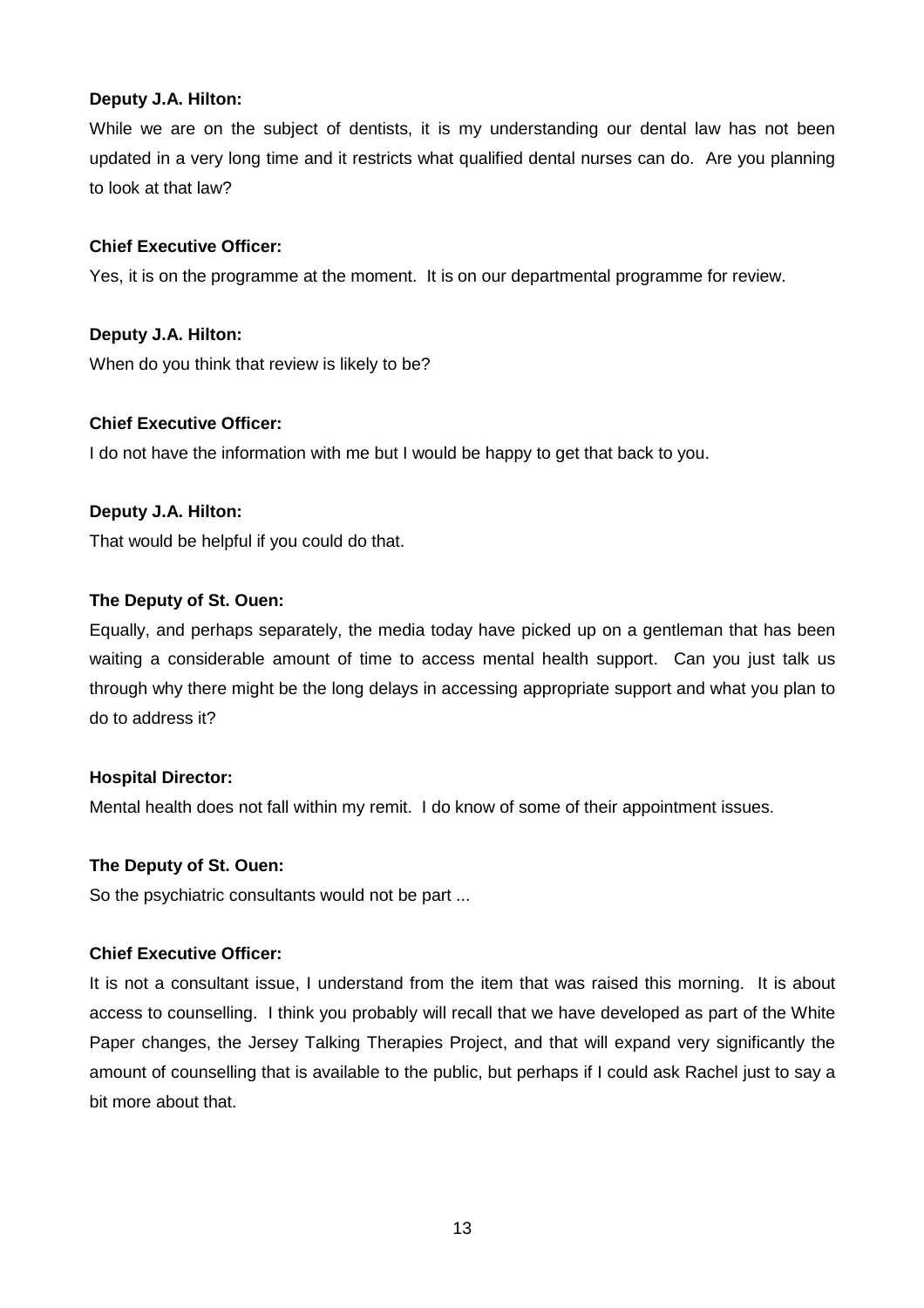**Deputy J.A. Hilton:**

While we are on the subject of dentists, it is my understanding our dental law has not been updated in a very long time and it restricts what qualified dental nurses can do. Are you planning to look at that law?

**Chief Executive Officer:**

Yes, it is on the programme at the moment. It is on our departmental programme for review.

**Deputy J.A. Hilton:**

When do you think that review is likely to be?

**Chief Executive Officer:**

I do not have the information with me but I would be happy to get that back to you.

**Deputy J.A. Hilton:**

That would be helpful if you could do that.

**The Deputy of St. Ouen:**

Equally, and perhaps separately, the media today have picked up on a gentleman that has been waiting a considerable amount of time to access mental health support. Can you just talk us through why there might be the long delays in accessing appropriate support and what you plan to do to address it?

**Hospital Director:**

Mental health does not fall within my remit. I do know of some of their appointment issues.

**The Deputy of St. Ouen:**

So the psychiatric consultants would not be part ...

**Chief Executive Officer:**

It is not a consultant issue, I understand from the item that was raised this morning. It is about access to counselling. I think you probably will recall that we have developed as part of the White Paper changes, the Jersey Talking Therapies Project, and that will expand very significantly the amount of counselling that is available to the public, but perhaps if I could ask Rachel just to say a bit more about that.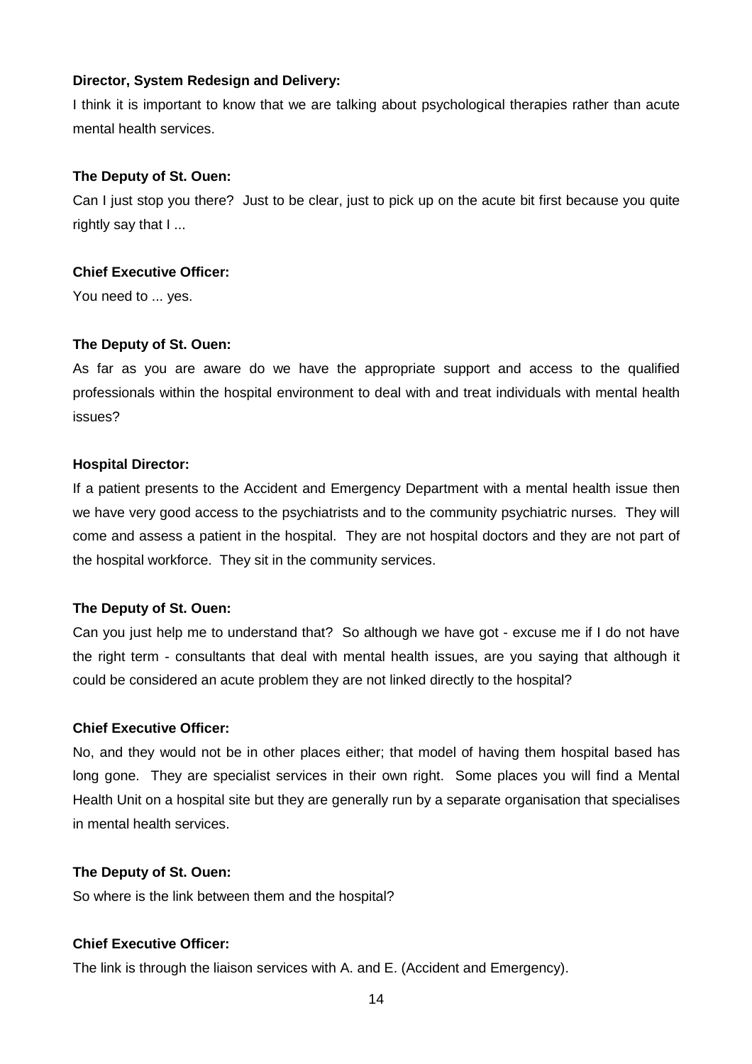**Director, System Redesign and Delivery:**

I think it is important to know that we are talking about psychological therapies rather than acute mental health services.

**The Deputy of St. Ouen:**

Can I just stop you there? Just to be clear, just to pick up on the acute bit first because you quite rightly say that I ...

**Chief Executive Officer:**

You need to ... yes.

**The Deputy of St. Ouen:**

As far as you are aware do we have the appropriate support and access to the qualified professionals within the hospital environment to deal with and treat individuals with mental health issues?

**Hospital Director:**

If a patient presents to the Accident and Emergency Department with a mental health issue then we have very good access to the psychiatrists and to the community psychiatric nurses. They will come and assess a patient in the hospital. They are not hospital doctors and they are not part of the hospital workforce. They sit in the community services.

**The Deputy of St. Ouen:**

Can you just help me to understand that? So although we have got - excuse me if I do not have the right term - consultants that deal with mental health issues, are you saying that although it could be considered an acute problem they are not linked directly to the hospital?

**Chief Executive Officer:**

No, and they would not be in other places either; that model of having them hospital based has long gone. They are specialist services in their own right. Some places you will find a Mental Health Unit on a hospital site but they are generally run by a separate organisation that specialises in mental health services.

**The Deputy of St. Ouen:**

So where is the link between them and the hospital?

**Chief Executive Officer:**

The link is through the liaison services with A. and E. (Accident and Emergency).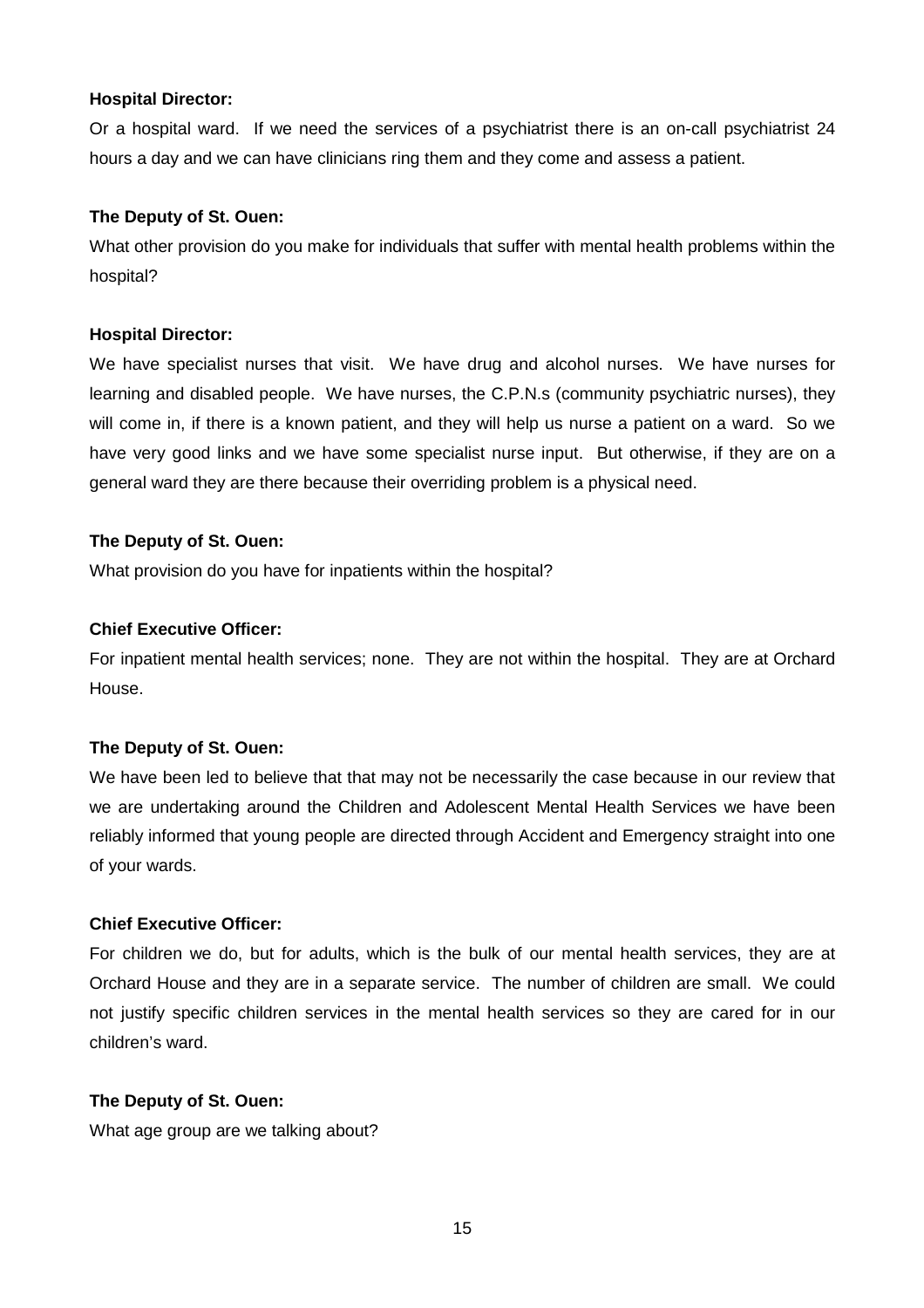**Hospital Director:**

Or a hospital ward. If we need the services of a psychiatrist there is an on-call psychiatrist 24 hours a day and we can have clinicians ring them and they come and assess a patient.

**The Deputy of St. Ouen:**

What other provision do you make for individuals that suffer with mental health problems within the hospital?

**Hospital Director:**

We have specialist nurses that visit. We have drug and alcohol nurses. We have nurses for learning and disabled people. We have nurses, the C.P.N.s (community psychiatric nurses), they will come in, if there is a known patient, and they will help us nurse a patient on a ward. So we have very good links and we have some specialist nurse input. But otherwise, if they are on a general ward they are there because their overriding problem is a physical need.

**The Deputy of St. Ouen:**

What provision do you have for inpatients within the hospital?

**Chief Executive Officer:**

For inpatient mental health services; none. They are not within the hospital. They are at Orchard House.

**The Deputy of St. Ouen:**

We have been led to believe that that may not be necessarily the case because in our review that we are undertaking around the Children and Adolescent Mental Health Services we have been reliably informed that young people are directed through Accident and Emergency straight into one of your wards.

**Chief Executive Officer:**

For children we do, but for adults, which is the bulk of our mental health services, they are at Orchard House and they are in a separate service. The number of children are small. We could not justify specific children services in the mental health services so they are cared for in our children's ward.

**The Deputy of St. Ouen:**

What age group are we talking about?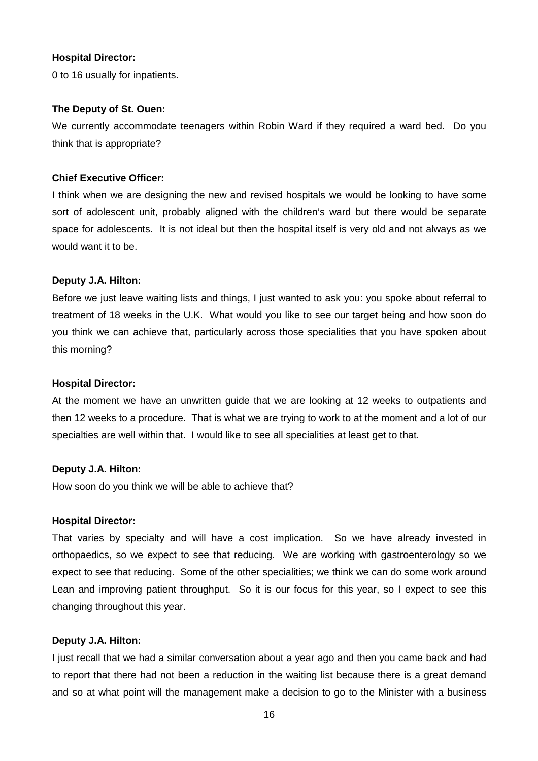**Hospital Director:**

0 to 16 usually for inpatients.

**The Deputy of St. Ouen:**

We currently accommodate teenagers within Robin Ward if they required a ward bed. Do you think that is appropriate?

**Chief Executive Officer:**

I think when we are designing the new and revised hospitals we would be looking to have some sort of adolescent unit, probably aligned with the children's ward but there would be separate space for adolescents. It is not ideal but then the hospital itself is very old and not always as we would want it to be.

**Deputy J.A. Hilton:**

Before we just leave waiting lists and things, I just wanted to ask you: you spoke about referral to treatment of 18 weeks in the U.K. What would you like to see our target being and how soon do you think we can achieve that, particularly across those specialities that you have spoken about this morning?

**Hospital Director:**

At the moment we have an unwritten guide that we are looking at 12 weeks to outpatients and then 12 weeks to a procedure. That is what we are trying to work to at the moment and a lot of our specialties are well within that. I would like to see all specialities at least get to that.

**Deputy J.A. Hilton:**

How soon do you think we will be able to achieve that?

**Hospital Director:**

That varies by specialty and will have a cost implication. So we have already invested in orthopaedics, so we expect to see that reducing. We are working with gastroenterology so we expect to see that reducing. Some of the other specialities; we think we can do some work around Lean and improving patient throughput. So it is our focus for this year, so I expect to see this changing throughout this year.

**Deputy J.A. Hilton:**

I just recall that we had a similar conversation about a year ago and then you came back and had to report that there had not been a reduction in the waiting list because there is a great demand and so at what point will the management make a decision to go to the Minister with a business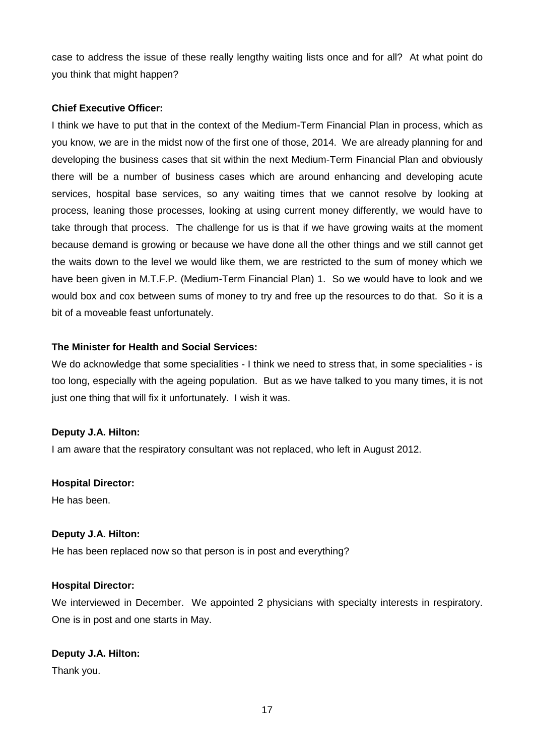case to address the issue of these really lengthy waiting lists once and for all? At what point do you think that might happen?

**Chief Executive Officer:**

I think we have to put that in the context of the Medium-Term Financial Plan in process, which as you know, we are in the midst now of the first one of those, 2014. We are already planning for and developing the business cases that sit within the next Medium-Term Financial Plan and obviously there will be a number of business cases which are around enhancing and developing acute services, hospital base services, so any waiting times that we cannot resolve by looking at process, leaning those processes, looking at using current money differently, we would have to take through that process. The challenge for us is that if we have growing waits at the moment because demand is growing or because we have done all the other things and we still cannot get the waits down to the level we would like them, we are restricted to the sum of money which we have been given in M.T.F.P. (Medium-Term Financial Plan) 1. So we would have to look and we would box and cox between sums of money to try and free up the resources to do that. So it is a bit of a moveable feast unfortunately.

**The Minister for Health and Social Services:**

We do acknowledge that some specialities - I think we need to stress that, in some specialities - is too long, especially with the ageing population. But as we have talked to you many times, it is not just one thing that will fix it unfortunately. I wish it was.

**Deputy J.A. Hilton:**

I am aware that the respiratory consultant was not replaced, who left in August 2012.

**Hospital Director:**

He has been.

**Deputy J.A. Hilton:**

He has been replaced now so that person is in post and everything?

**Hospital Director:**

We interviewed in December. We appointed 2 physicians with specialty interests in respiratory. One is in post and one starts in May.

**Deputy J.A. Hilton:**

Thank you.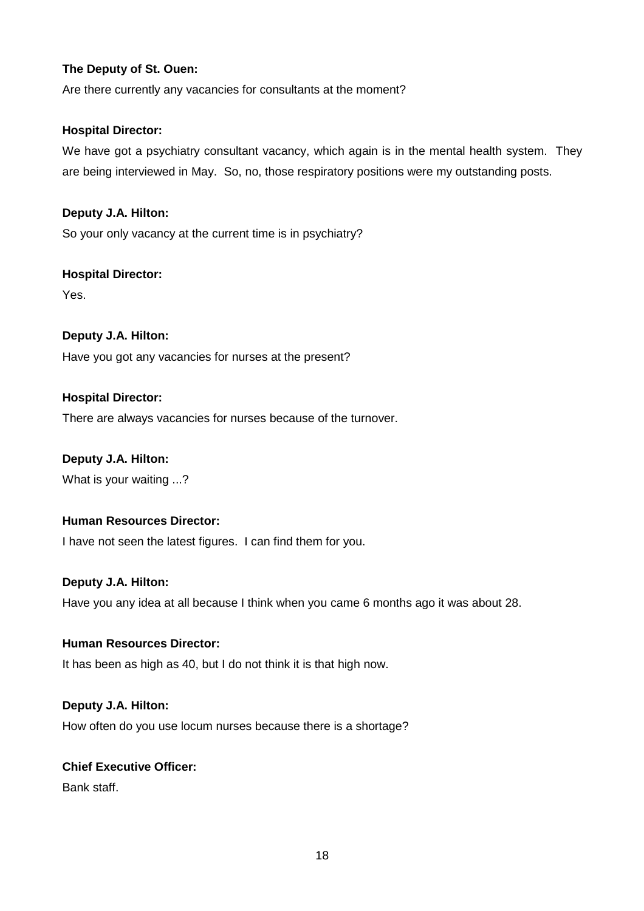**The Deputy of St. Ouen:**

Are there currently any vacancies for consultants at the moment?

**Hospital Director:**

We have got a psychiatry consultant vacancy, which again is in the mental health system. They are being interviewed in May. So, no, those respiratory positions were my outstanding posts.

**Deputy J.A. Hilton:**

So your only vacancy at the current time is in psychiatry?

**Hospital Director:**

Yes.

**Deputy J.A. Hilton:**

Have you got any vacancies for nurses at the present?

**Hospital Director:**

There are always vacancies for nurses because of the turnover.

**Deputy J.A. Hilton:**

What is your waiting ...?

**Human Resources Director:**

I have not seen the latest figures. I can find them for you.

**Deputy J.A. Hilton:**

Have you any idea at all because I think when you came 6 months ago it was about 28.

**Human Resources Director:**

It has been as high as 40, but I do not think it is that high now.

**Deputy J.A. Hilton:**

How often do you use locum nurses because there is a shortage?

**Chief Executive Officer:**

Bank staff.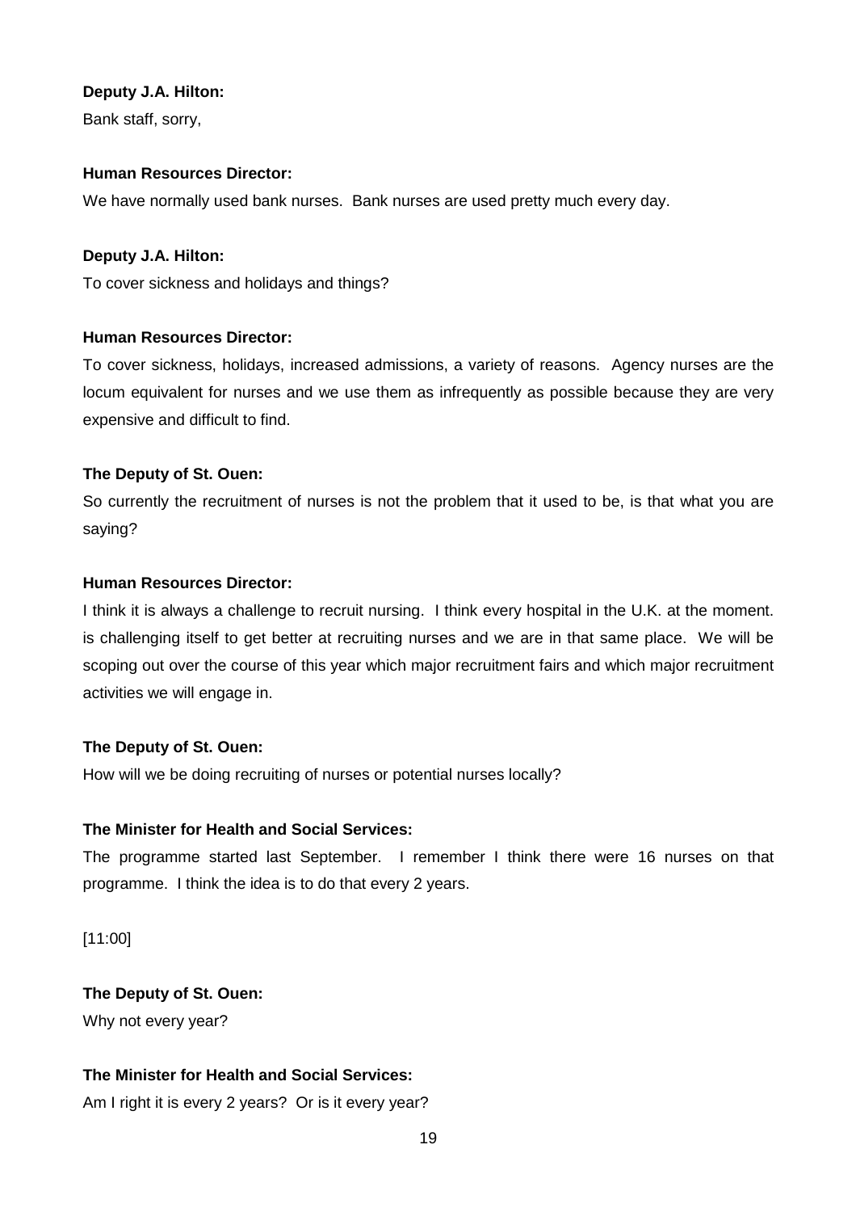**Deputy J.A. Hilton:**

Bank staff, sorry,

**Human Resources Director:**

We have normally used bank nurses. Bank nurses are used pretty much every day.

**Deputy J.A. Hilton:**

To cover sickness and holidays and things?

**Human Resources Director:**

To cover sickness, holidays, increased admissions, a variety of reasons. Agency nurses are the locum equivalent for nurses and we use them as infrequently as possible because they are very expensive and difficult to find.

**The Deputy of St. Ouen:**

So currently the recruitment of nurses is not the problem that it used to be, is that what you are saying?

**Human Resources Director:**

I think it is always a challenge to recruit nursing. I think every hospital in the U.K. at the moment. is challenging itself to get better at recruiting nurses and we are in that same place. We will be scoping out over the course of this year which major recruitment fairs and which major recruitment activities we will engage in.

**The Deputy of St. Ouen:**

How will we be doing recruiting of nurses or potential nurses locally?

**The Minister for Health and Social Services:**

The programme started last September. I remember I think there were 16 nurses on that programme. I think the idea is to do that every 2 years.

[11:00]

**The Deputy of St. Ouen:**

Why not every year?

**The Minister for Health and Social Services:**

Am I right it is every 2 years? Or is it every year?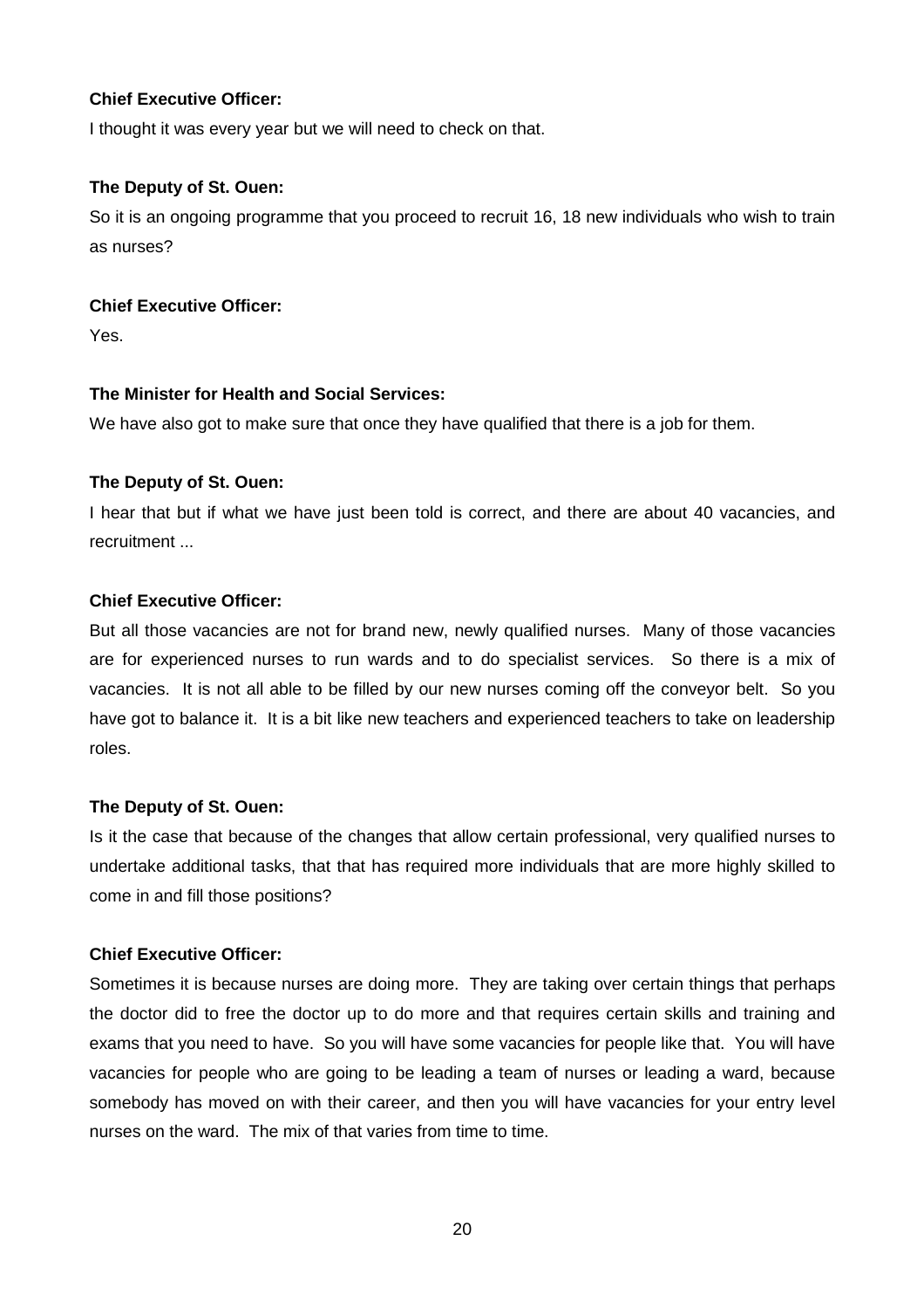**Chief Executive Officer:**

I thought it was every year but we will need to check on that.

**The Deputy of St. Ouen:**

So it is an ongoing programme that you proceed to recruit 16, 18 new individuals who wish to train as nurses?

**Chief Executive Officer:**

Yes.

**The Minister for Health and Social Services:**

We have also got to make sure that once they have qualified that there is a job for them.

**The Deputy of St. Ouen:**

I hear that but if what we have just been told is correct, and there are about 40 vacancies, and recruitment ...

**Chief Executive Officer:**

But all those vacancies are not for brand new, newly qualified nurses. Many of those vacancies are for experienced nurses to run wards and to do specialist services. So there is a mix of vacancies. It is not all able to be filled by our new nurses coming off the conveyor belt. So you have got to balance it. It is a bit like new teachers and experienced teachers to take on leadership roles.

**The Deputy of St. Ouen:**

Is it the case that because of the changes that allow certain professional, very qualified nurses to undertake additional tasks, that that has required more individuals that are more highly skilled to come in and fill those positions?

**Chief Executive Officer:**

Sometimes it is because nurses are doing more. They are taking over certain things that perhaps the doctor did to free the doctor up to do more and that requires certain skills and training and exams that you need to have. So you will have some vacancies for people like that. You will have vacancies for people who are going to be leading a team of nurses or leading a ward, because somebody has moved on with their career, and then you will have vacancies for your entry level nurses on the ward. The mix of that varies from time to time.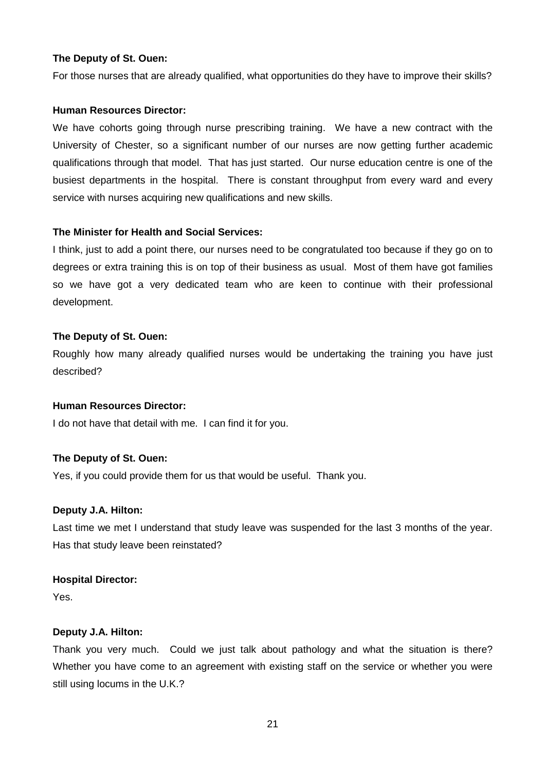**The Deputy of St. Ouen:**

For those nurses that are already qualified, what opportunities do they have to improve their skills?

**Human Resources Director:**

We have cohorts going through nurse prescribing training. We have a new contract with the University of Chester, so a significant number of our nurses are now getting further academic qualifications through that model. That has just started. Our nurse education centre is one of the busiest departments in the hospital. There is constant throughput from every ward and every service with nurses acquiring new qualifications and new skills.

**The Minister for Health and Social Services:**

I think, just to add a point there, our nurses need to be congratulated too because if they go on to degrees or extra training this is on top of their business as usual. Most of them have got families so we have got a very dedicated team who are keen to continue with their professional development.

**The Deputy of St. Ouen:**

Roughly how many already qualified nurses would be undertaking the training you have just described?

**Human Resources Director:**

I do not have that detail with me. I can find it for you.

**The Deputy of St. Ouen:**

Yes, if you could provide them for us that would be useful. Thank you.

**Deputy J.A. Hilton:**

Last time we met I understand that study leave was suspended for the last 3 months of the year. Has that study leave been reinstated?

**Hospital Director:**

Yes.

**Deputy J.A. Hilton:**

Thank you very much. Could we just talk about pathology and what the situation is there? Whether you have come to an agreement with existing staff on the service or whether you were still using locums in the U.K.?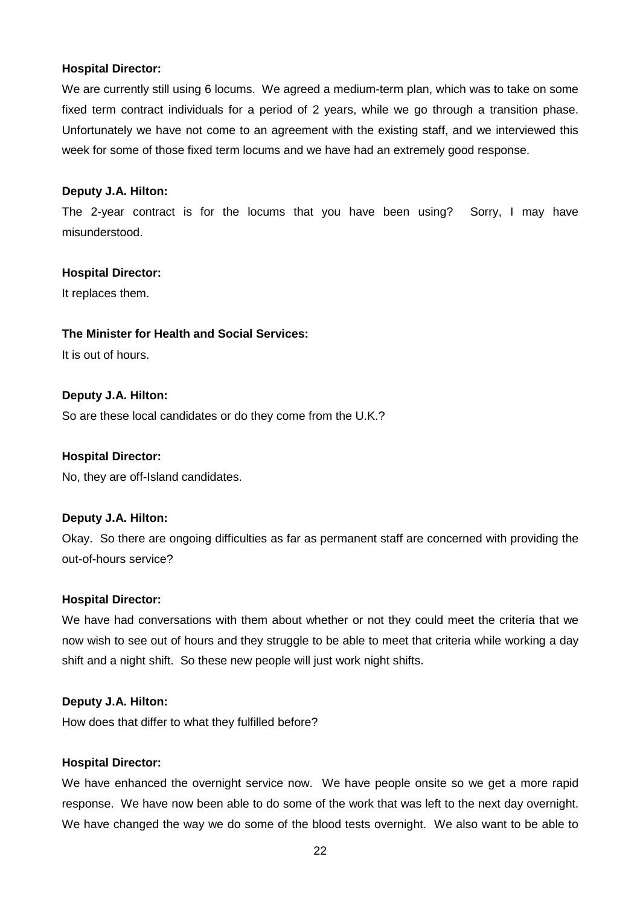**Hospital Director:**

We are currently still using 6 locums. We agreed a medium-term plan, which was to take on some fixed term contract individuals for a period of 2 years, while we go through a transition phase. Unfortunately we have not come to an agreement with the existing staff, and we interviewed this week for some of those fixed term locums and we have had an extremely good response.

**Deputy J.A. Hilton:**

The 2-year contract is for the locums that you have been using? Sorry, I may have misunderstood.

**Hospital Director:**

It replaces them.

**The Minister for Health and Social Services:**

It is out of hours.

**Deputy J.A. Hilton:**

So are these local candidates or do they come from the U.K.?

**Hospital Director:**

No, they are off-Island candidates.

**Deputy J.A. Hilton:**

Okay. So there are ongoing difficulties as far as permanent staff are concerned with providing the out-of-hours service?

**Hospital Director:**

We have had conversations with them about whether or not they could meet the criteria that we now wish to see out of hours and they struggle to be able to meet that criteria while working a day shift and a night shift. So these new people will just work night shifts.

**Deputy J.A. Hilton:**

How does that differ to what they fulfilled before?

**Hospital Director:**

We have enhanced the overnight service now. We have people onsite so we get a more rapid response. We have now been able to do some of the work that was left to the next day overnight. We have changed the way we do some of the blood tests overnight. We also want to be able to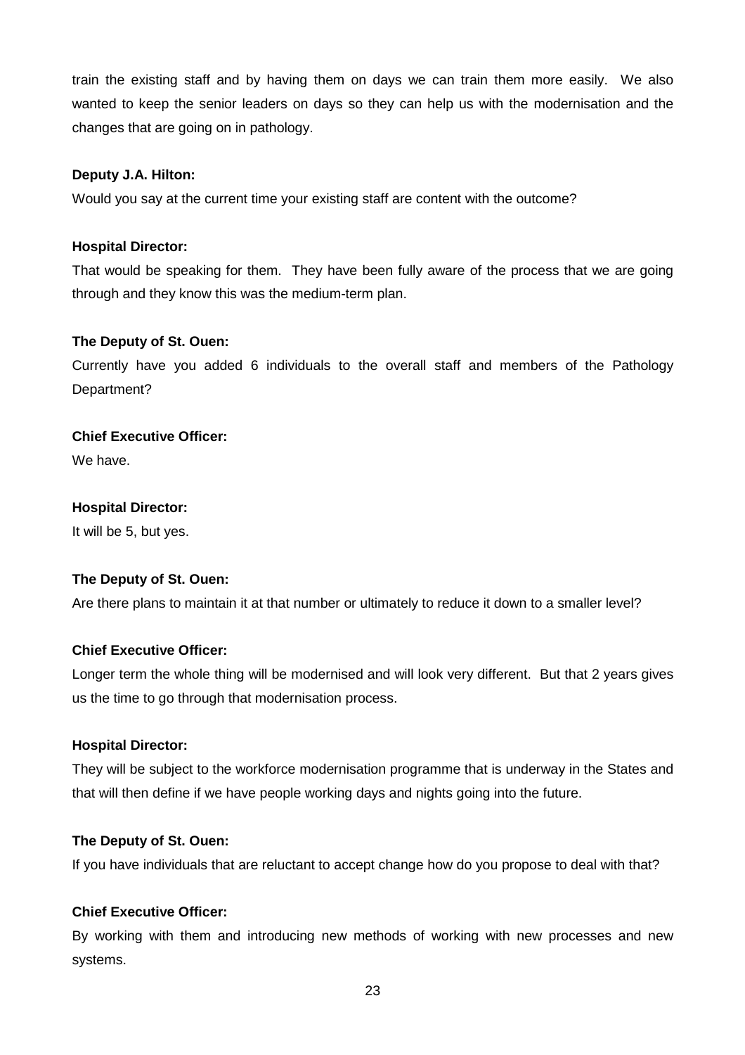train the existing staff and by having them on days we can train them more easily. We also wanted to keep the senior leaders on days so they can help us with the modernisation and the changes that are going on in pathology.

**Deputy J.A. Hilton:**

Would you say at the current time your existing staff are content with the outcome?

**Hospital Director:**

That would be speaking for them. They have been fully aware of the process that we are going through and they know this was the medium-term plan.

**The Deputy of St. Ouen:**

Currently have you added 6 individuals to the overall staff and members of the Pathology Department?

**Chief Executive Officer:**

We have.

**Hospital Director:**

It will be 5, but yes.

**The Deputy of St. Ouen:**

Are there plans to maintain it at that number or ultimately to reduce it down to a smaller level?

**Chief Executive Officer:**

Longer term the whole thing will be modernised and will look very different. But that 2 years gives us the time to go through that modernisation process.

**Hospital Director:**

They will be subject to the workforce modernisation programme that is underway in the States and that will then define if we have people working days and nights going into the future.

**The Deputy of St. Ouen:**

If you have individuals that are reluctant to accept change how do you propose to deal with that?

**Chief Executive Officer:**

By working with them and introducing new methods of working with new processes and new systems.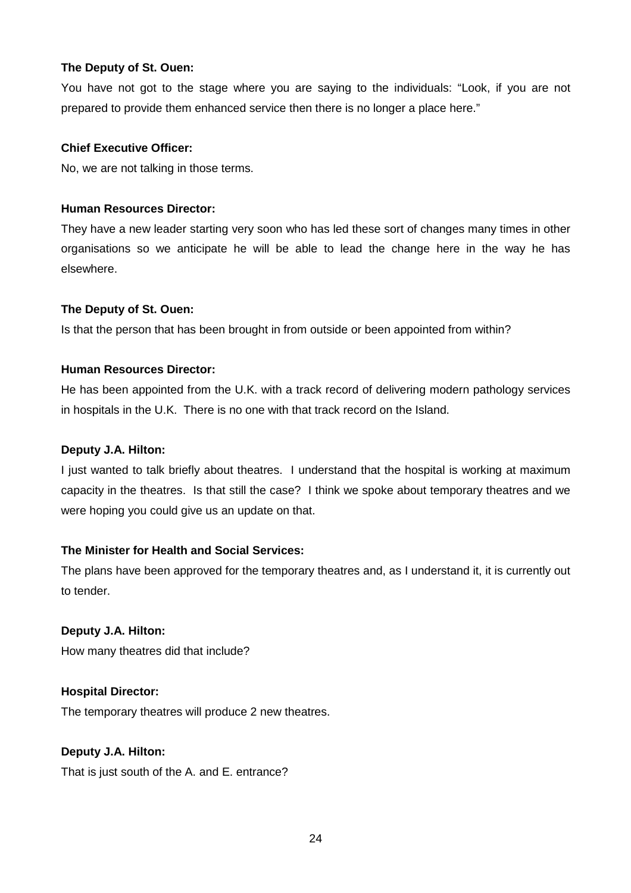**The Deputy of St. Ouen:**

You have not got to the stage where you are saying to the individuals: "Look, if you are not prepared to provide them enhanced service then there is no longer a place here."

**Chief Executive Officer:**

No, we are not talking in those terms.

**Human Resources Director:**

They have a new leader starting very soon who has led these sort of changes many times in other organisations so we anticipate he will be able to lead the change here in the way he has elsewhere.

**The Deputy of St. Ouen:**

Is that the person that has been brought in from outside or been appointed from within?

**Human Resources Director:**

He has been appointed from the U.K. with a track record of delivering modern pathology services in hospitals in the U.K. There is no one with that track record on the Island.

**Deputy J.A. Hilton:**

I just wanted to talk briefly about theatres. I understand that the hospital is working at maximum capacity in the theatres. Is that still the case? I think we spoke about temporary theatres and we were hoping you could give us an update on that.

**The Minister for Health and Social Services:**

The plans have been approved for the temporary theatres and, as I understand it, it is currently out to tender.

**Deputy J.A. Hilton:**

How many theatres did that include?

**Hospital Director:**

The temporary theatres will produce 2 new theatres.

**Deputy J.A. Hilton:**

That is just south of the A. and E. entrance?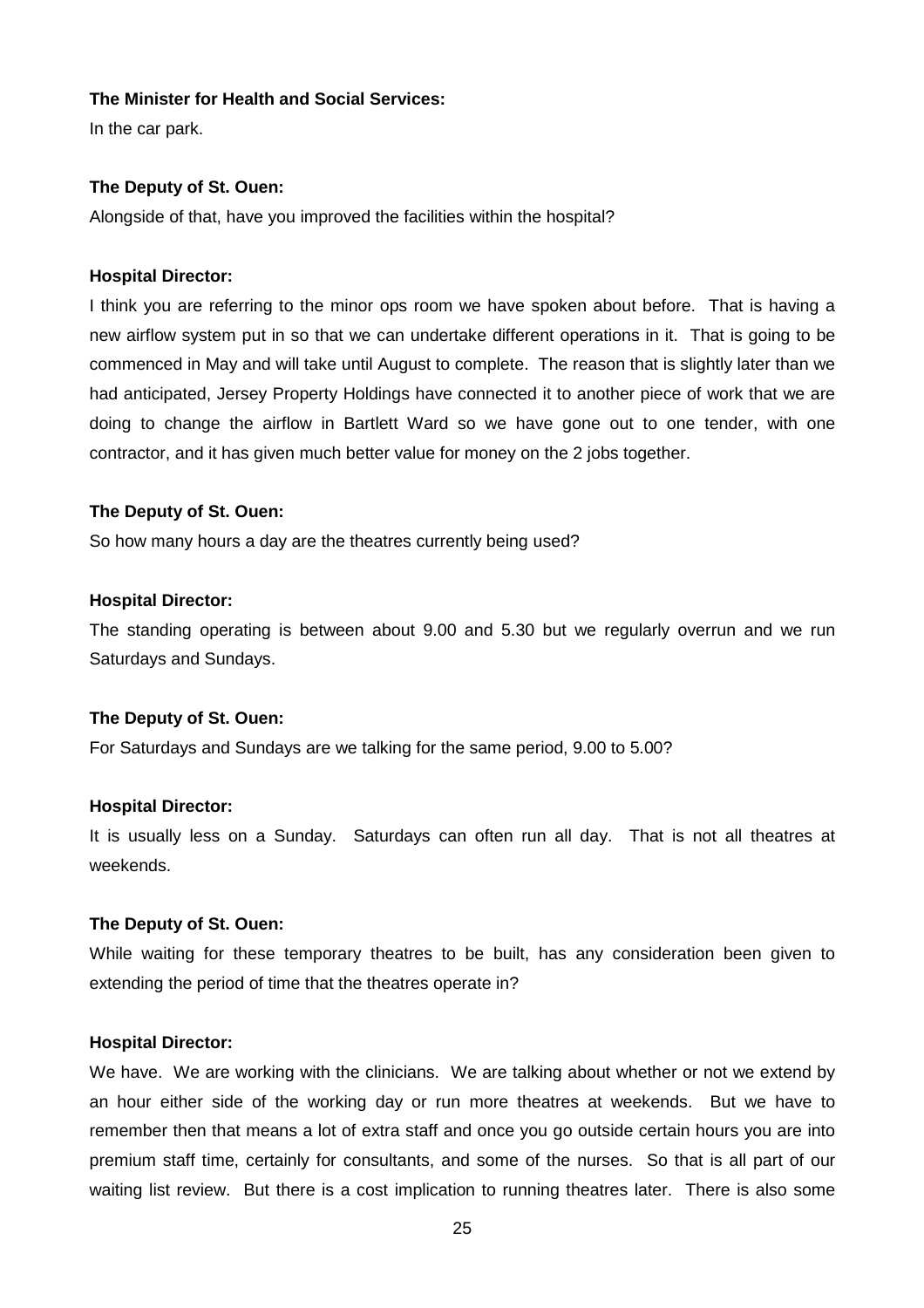**The Minister for Health and Social Services:**

In the car park.

**The Deputy of St. Ouen:**

Alongside of that, have you improved the facilities within the hospital?

**Hospital Director:**

I think you are referring to the minor ops room we have spoken about before. That is having a new airflow system put in so that we can undertake different operations in it. That is going to be commenced in May and will take until August to complete. The reason that is slightly later than we had anticipated, Jersey Property Holdings have connected it to another piece of work that we are doing to change the airflow in Bartlett Ward so we have gone out to one tender, with one contractor, and it has given much better value for money on the 2 jobs together.

**The Deputy of St. Ouen:**

So how many hours a day are the theatres currently being used?

**Hospital Director:**

The standing operating is between about 9.00 and 5.30 but we regularly overrun and we run Saturdays and Sundays.

**The Deputy of St. Ouen:**

For Saturdays and Sundays are we talking for the same period, 9.00 to 5.00?

**Hospital Director:**

It is usually less on a Sunday. Saturdays can often run all day. That is not all theatres at weekends.

**The Deputy of St. Ouen:**

While waiting for these temporary theatres to be built, has any consideration been given to extending the period of time that the theatres operate in?

**Hospital Director:**

We have. We are working with the clinicians. We are talking about whether or not we extend by an hour either side of the working day or run more theatres at weekends. But we have to remember then that means a lot of extra staff and once you go outside certain hours you are into premium staff time, certainly for consultants, and some of the nurses. So that is all part of our waiting list review. But there is a cost implication to running theatres later. There is also some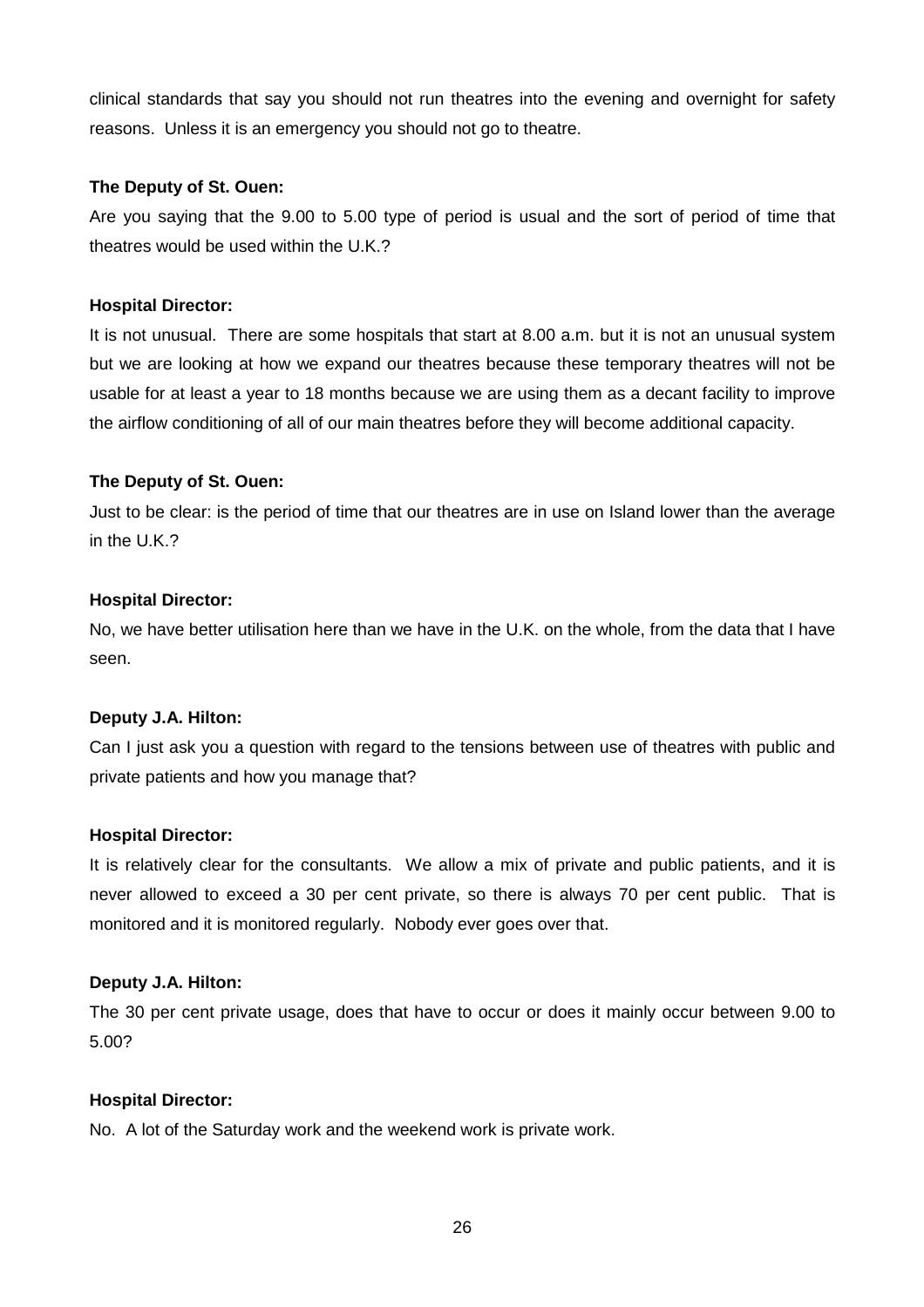clinical standards that say you should not run theatres into the evening and overnight for safety reasons. Unless it is an emergency you should not go to theatre.

**The Deputy of St. Ouen:**

Are you saying that the 9.00 to 5.00 type of period is usual and the sort of period of time that theatres would be used within the U.K.?

**Hospital Director:**

It is not unusual. There are some hospitals that start at 8.00 a.m. but it is not an unusual system but we are looking at how we expand our theatres because these temporary theatres will not be usable for at least a year to 18 months because we are using them as a decant facility to improve the airflow conditioning of all of our main theatres before they will become additional capacity.

**The Deputy of St. Ouen:**

Just to be clear: is the period of time that our theatres are in use on Island lower than the average in the U.K.?

**Hospital Director:**

No, we have better utilisation here than we have in the U.K. on the whole, from the data that I have seen.

**Deputy J.A. Hilton:**

Can I just ask you a question with regard to the tensions between use of theatres with public and private patients and how you manage that?

**Hospital Director:**

It is relatively clear for the consultants. We allow a mix of private and public patients, and it is never allowed to exceed a 30 per cent private, so there is always 70 per cent public. That is monitored and it is monitored regularly. Nobody ever goes over that.

**Deputy J.A. Hilton:**

The 30 per cent private usage, does that have to occur or does it mainly occur between 9.00 to 5.00?

**Hospital Director:**

No. A lot of the Saturday work and the weekend work is private work.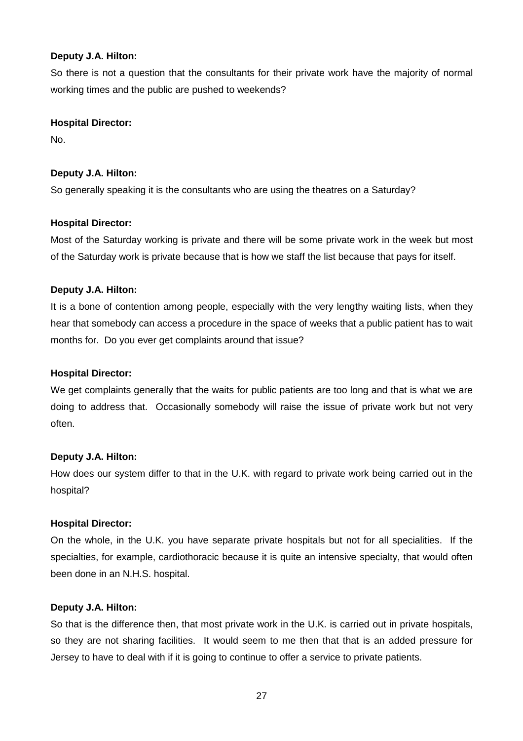**Deputy J.A. Hilton:**

So there is not a question that the consultants for their private work have the majority of normal working times and the public are pushed to weekends?

**Hospital Director:**

No.

**Deputy J.A. Hilton:**

So generally speaking it is the consultants who are using the theatres on a Saturday?

**Hospital Director:**

Most of the Saturday working is private and there will be some private work in the week but most of the Saturday work is private because that is how we staff the list because that pays for itself.

**Deputy J.A. Hilton:**

It is a bone of contention among people, especially with the very lengthy waiting lists, when they hear that somebody can access a procedure in the space of weeks that a public patient has to wait months for. Do you ever get complaints around that issue?

**Hospital Director:**

We get complaints generally that the waits for public patients are too long and that is what we are doing to address that. Occasionally somebody will raise the issue of private work but not very often.

**Deputy J.A. Hilton:**

How does our system differ to that in the U.K. with regard to private work being carried out in the hospital?

**Hospital Director:**

On the whole, in the U.K. you have separate private hospitals but not for all specialities. If the specialties, for example, cardiothoracic because it is quite an intensive specialty, that would often been done in an N.H.S. hospital.

**Deputy J.A. Hilton:**

So that is the difference then, that most private work in the U.K. is carried out in private hospitals, so they are not sharing facilities. It would seem to me then that that is an added pressure for Jersey to have to deal with if it is going to continue to offer a service to private patients.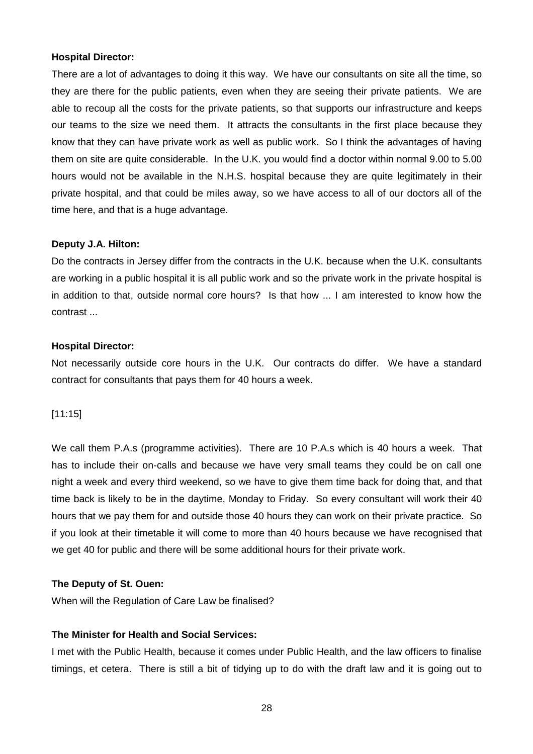**Hospital Director:**

There are a lot of advantages to doing it this way. We have our consultants on site all the time, so they are there for the public patients, even when they are seeing their private patients. We are able to recoup all the costs for the private patients, so that supports our infrastructure and keeps our teams to the size we need them. It attracts the consultants in the first place because they know that they can have private work as well as public work. So I think the advantages of having them on site are quite considerable. In the U.K. you would find a doctor within normal 9.00 to 5.00 hours would not be available in the N.H.S. hospital because they are quite legitimately in their private hospital, and that could be miles away, so we have access to all of our doctors all of the time here, and that is a huge advantage.

**Deputy J.A. Hilton:**

Do the contracts in Jersey differ from the contracts in the U.K. because when the U.K. consultants are working in a public hospital it is all public work and so the private work in the private hospital is in addition to that, outside normal core hours? Is that how ... I am interested to know how the contrast ...

**Hospital Director:**

Not necessarily outside core hours in the U.K. Our contracts do differ. We have a standard contract for consultants that pays them for 40 hours a week.

[11:15]

We call them P.A.s (programme activities). There are 10 P.A.s which is 40 hours a week. That has to include their on-calls and because we have very small teams they could be on call one night a week and every third weekend, so we have to give them time back for doing that, and that time back is likely to be in the daytime, Monday to Friday. So every consultant will work their 40 hours that we pay them for and outside those 40 hours they can work on their private practice. So if you look at their timetable it will come to more than 40 hours because we have recognised that we get 40 for public and there will be some additional hours for their private work.

**The Deputy of St. Ouen:**

When will the Regulation of Care Law be finalised?

**The Minister for Health and Social Services:**

I met with the Public Health, because it comes under Public Health, and the law officers to finalise timings, et cetera. There is still a bit of tidying up to do with the draft law and it is going out to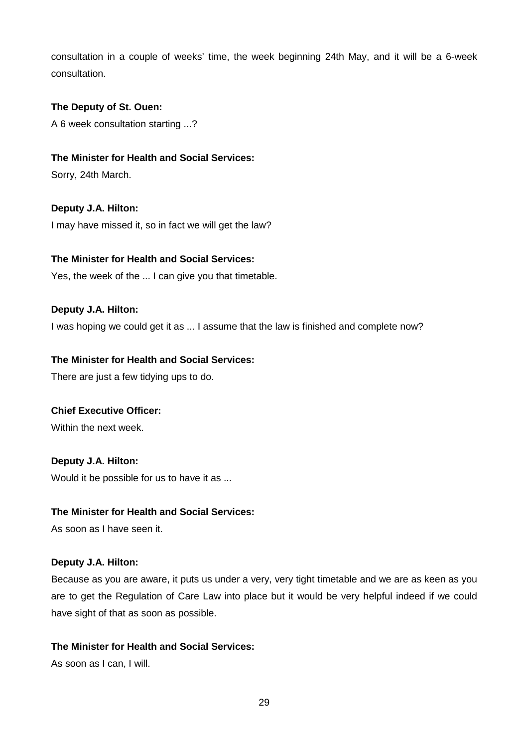consultation in a couple of weeks' time, the week beginning 24th May, and it will be a 6-week consultation.

**The Deputy of St. Ouen:**

A 6 week consultation starting ...?

**The Minister for Health and Social Services:**

Sorry, 24th March.

**Deputy J.A. Hilton:**

I may have missed it, so in fact we will get the law?

**The Minister for Health and Social Services:**

Yes, the week of the ... I can give you that timetable.

**Deputy J.A. Hilton:**

I was hoping we could get it as ... I assume that the law is finished and complete now?

**The Minister for Health and Social Services:**

There are just a few tidying ups to do.

**Chief Executive Officer:**

Within the next week.

**Deputy J.A. Hilton:**

Would it be possible for us to have it as ...

**The Minister for Health and Social Services:**

As soon as I have seen it.

**Deputy J.A. Hilton:**

Because as you are aware, it puts us under a very, very tight timetable and we are as keen as you are to get the Regulation of Care Law into place but it would be very helpful indeed if we could have sight of that as soon as possible.

**The Minister for Health and Social Services:**

As soon as I can, I will.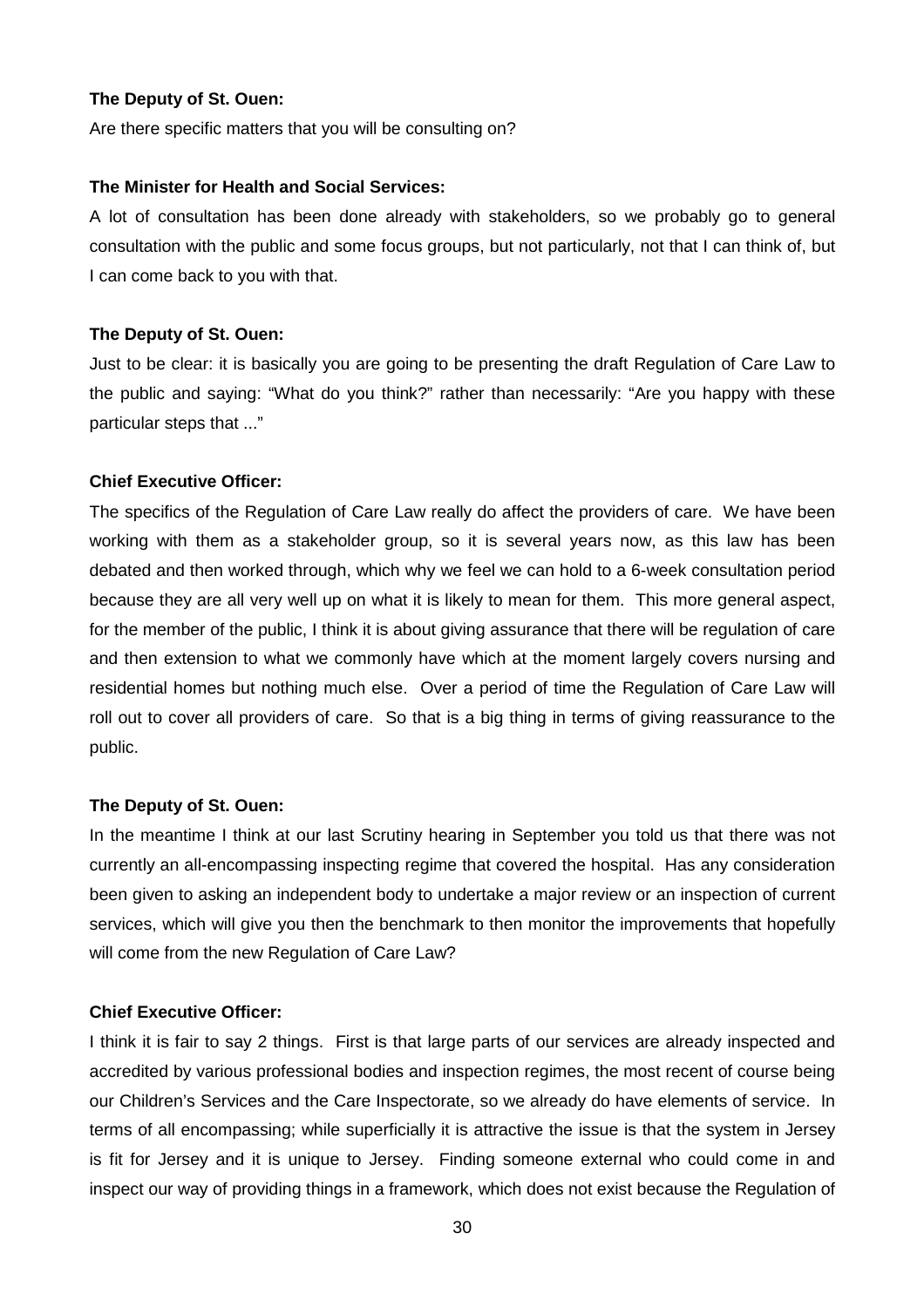**The Deputy of St. Ouen:**

Are there specific matters that you will be consulting on?

**The Minister for Health and Social Services:**

A lot of consultation has been done already with stakeholders, so we probably go to general consultation with the public and some focus groups, but not particularly, not that I can think of, but I can come back to you with that.

**The Deputy of St. Ouen:**

Just to be clear: it is basically you are going to be presenting the draft Regulation of Care Law to the public and saying: "What do you think?" rather than necessarily: "Are you happy with these particular steps that ..."

**Chief Executive Officer:**

The specifics of the Regulation of Care Law really do affect the providers of care. We have been working with them as a stakeholder group, so it is several years now, as this law has been debated and then worked through, which why we feel we can hold to a 6-week consultation period because they are all very well up on what it is likely to mean for them. This more general aspect, for the member of the public, I think it is about giving assurance that there will be regulation of care and then extension to what we commonly have which at the moment largely covers nursing and residential homes but nothing much else. Over a period of time the Regulation of Care Law will roll out to cover all providers of care. So that is a big thing in terms of giving reassurance to the public.

**The Deputy of St. Ouen:**

In the meantime I think at our last Scrutiny hearing in September you told us that there was not currently an all-encompassing inspecting regime that covered the hospital. Has any consideration been given to asking an independent body to undertake a major review or an inspection of current services, which will give you then the benchmark to then monitor the improvements that hopefully will come from the new Regulation of Care Law?

**Chief Executive Officer:**

I think it is fair to say 2 things. First is that large parts of our services are already inspected and accredited by various professional bodies and inspection regimes, the most recent of course being our Children's Services and the Care Inspectorate, so we already do have elements of service. In terms of all encompassing; while superficially it is attractive the issue is that the system in Jersey is fit for Jersey and it is unique to Jersey. Finding someone external who could come in and inspect our way of providing things in a framework, which does not exist because the Regulation of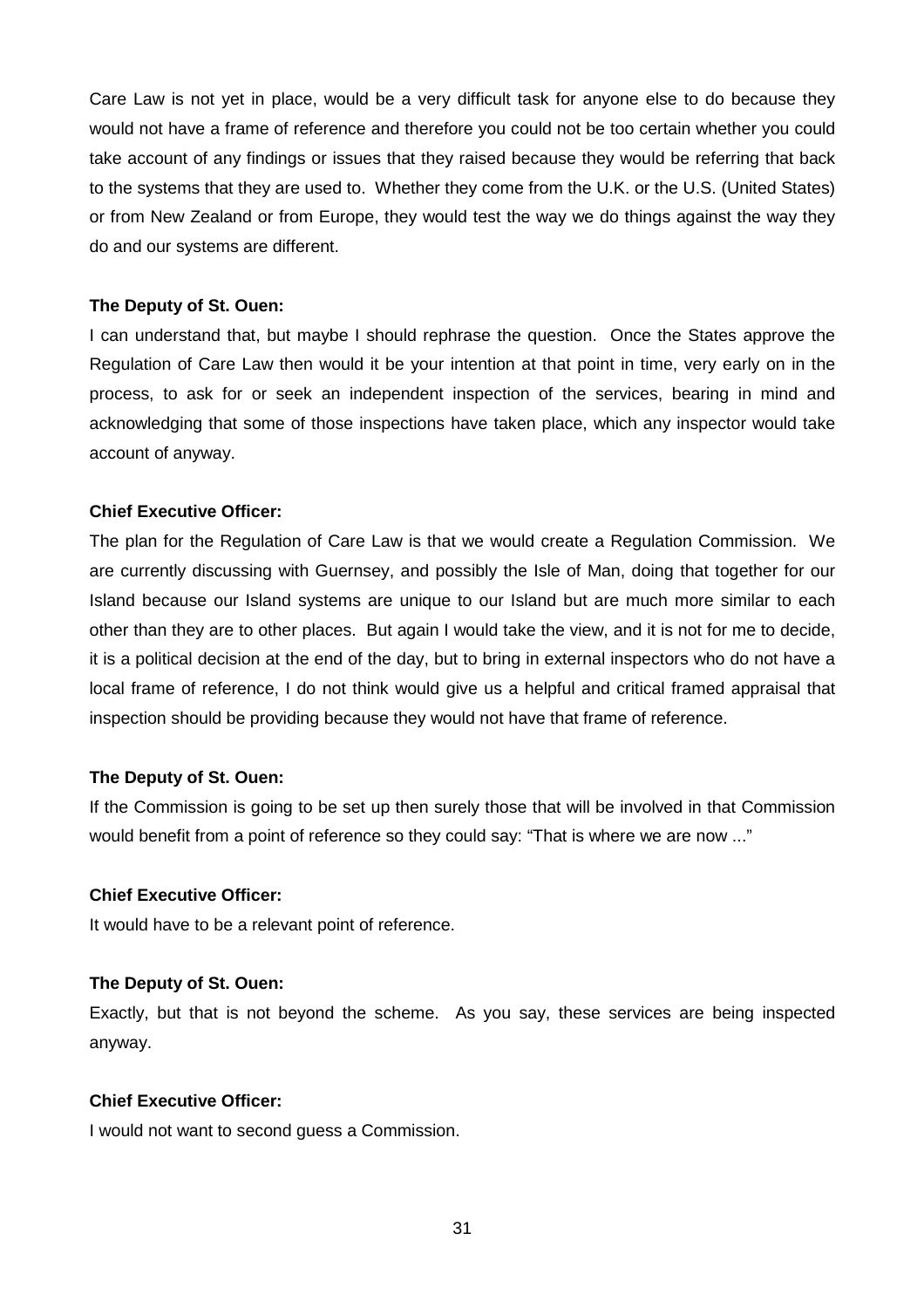Care Law is not yet in place, would be a very difficult task for anyone else to do because they would not have a frame of reference and therefore you could not be too certain whether you could take account of any findings or issues that they raised because they would be referring that back to the systems that they are used to. Whether they come from the U.K. or the U.S. (United States) or from New Zealand or from Europe, they would test the way we do things against the way they do and our systems are different.

**The Deputy of St. Ouen:**

I can understand that, but maybe I should rephrase the question. Once the States approve the Regulation of Care Law then would it be your intention at that point in time, very early on in the process, to ask for or seek an independent inspection of the services, bearing in mind and acknowledging that some of those inspections have taken place, which any inspector would take account of anyway.

**Chief Executive Officer:**

The plan for the Regulation of Care Law is that we would create a Regulation Commission. We are currently discussing with Guernsey, and possibly the Isle of Man, doing that together for our Island because our Island systems are unique to our Island but are much more similar to each other than they are to other places. But again I would take the view, and it is not for me to decide, it is a political decision at the end of the day, but to bring in external inspectors who do not have a local frame of reference, I do not think would give us a helpful and critical framed appraisal that inspection should be providing because they would not have that frame of reference.

**The Deputy of St. Ouen:**

If the Commission is going to be set up then surely those that will be involved in that Commission would benefit from a point of reference so they could say: "That is where we are now ..."

**Chief Executive Officer:**

It would have to be a relevant point of reference.

**The Deputy of St. Ouen:**

Exactly, but that is not beyond the scheme. As you say, these services are being inspected anyway.

**Chief Executive Officer:**

I would not want to second guess a Commission.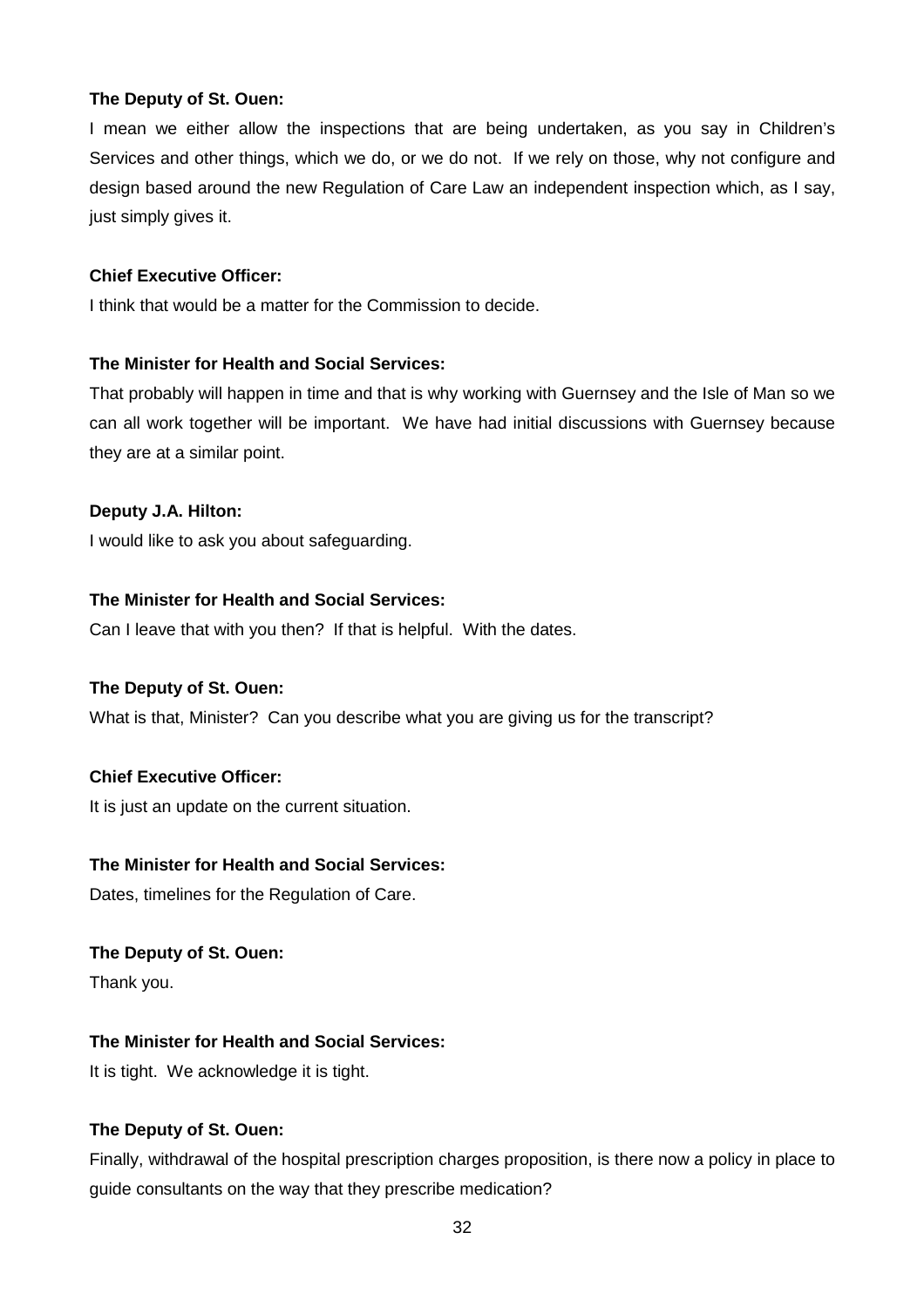**The Deputy of St. Ouen:**

I mean we either allow the inspections that are being undertaken, as you say in Children's Services and other things, which we do, or we do not. If we rely on those, why not configure and design based around the new Regulation of Care Law an independent inspection which, as I say, just simply gives it.

**Chief Executive Officer:**

I think that would be a matter for the Commission to decide.

**The Minister for Health and Social Services:**

That probably will happen in time and that is why working with Guernsey and the Isle of Man so we can all work together will be important. We have had initial discussions with Guernsey because they are at a similar point.

**Deputy J.A. Hilton:**

I would like to ask you about safeguarding.

**The Minister for Health and Social Services:**

Can I leave that with you then? If that is helpful. With the dates.

**The Deputy of St. Ouen:**

What is that, Minister? Can you describe what you are giving us for the transcript?

**Chief Executive Officer:**

It is just an update on the current situation.

**The Minister for Health and Social Services:**

Dates, timelines for the Regulation of Care.

**The Deputy of St. Ouen:**

Thank you.

**The Minister for Health and Social Services:**

It is tight. We acknowledge it is tight.

**The Deputy of St. Ouen:**

Finally, withdrawal of the hospital prescription charges proposition, is there now a policy in place to guide consultants on the way that they prescribe medication?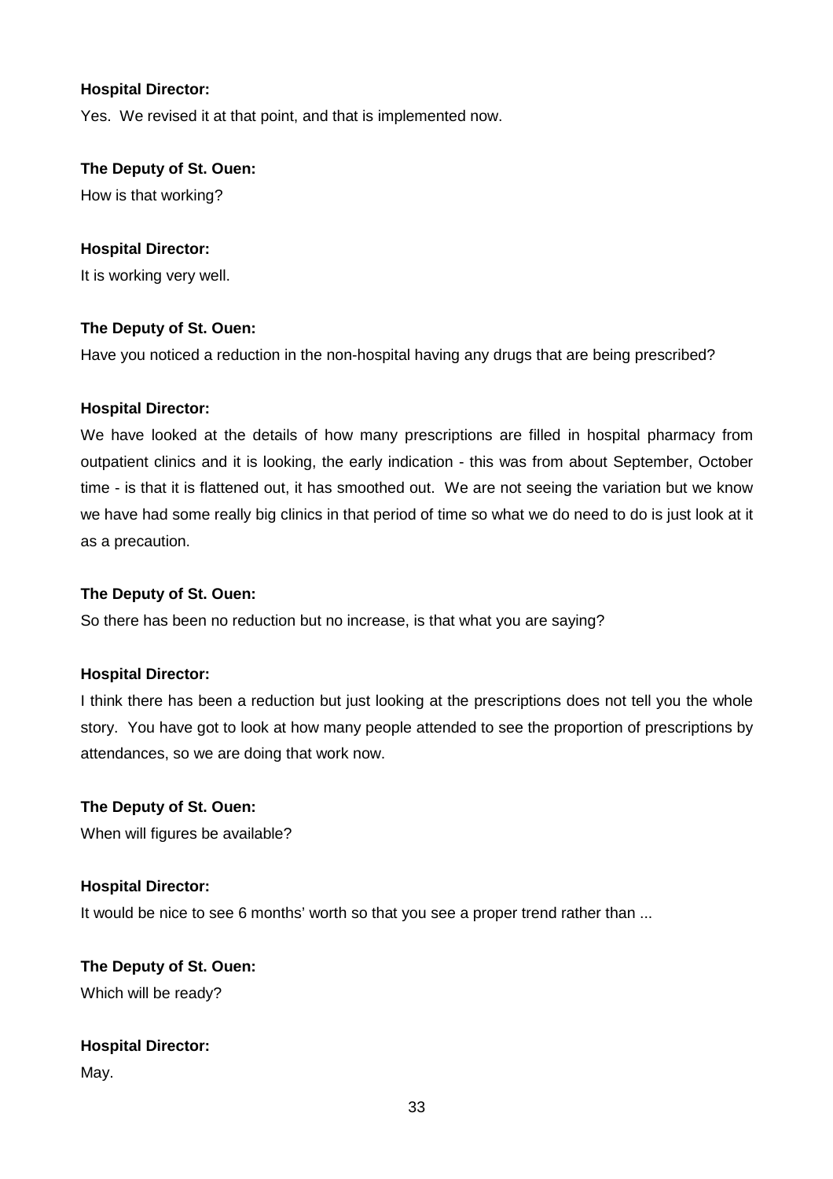**Hospital Director:**

Yes. We revised it at that point, and that is implemented now.

**The Deputy of St. Ouen:**

How is that working?

**Hospital Director:**

It is working very well.

**The Deputy of St. Ouen:**

Have you noticed a reduction in the non-hospital having any drugs that are being prescribed?

**Hospital Director:**

We have looked at the details of how many prescriptions are filled in hospital pharmacy from outpatient clinics and it is looking, the early indication - this was from about September, October time - is that it is flattened out, it has smoothed out. We are not seeing the variation but we know we have had some really big clinics in that period of time so what we do need to do is just look at it as a precaution.

**The Deputy of St. Ouen:**

So there has been no reduction but no increase, is that what you are saying?

**Hospital Director:**

I think there has been a reduction but just looking at the prescriptions does not tell you the whole story. You have got to look at how many people attended to see the proportion of prescriptions by attendances, so we are doing that work now.

**The Deputy of St. Ouen:**

When will figures be available?

**Hospital Director:**

It would be nice to see 6 months' worth so that you see a proper trend rather than ...

**The Deputy of St. Ouen:**

Which will be ready?

**Hospital Director:**

May.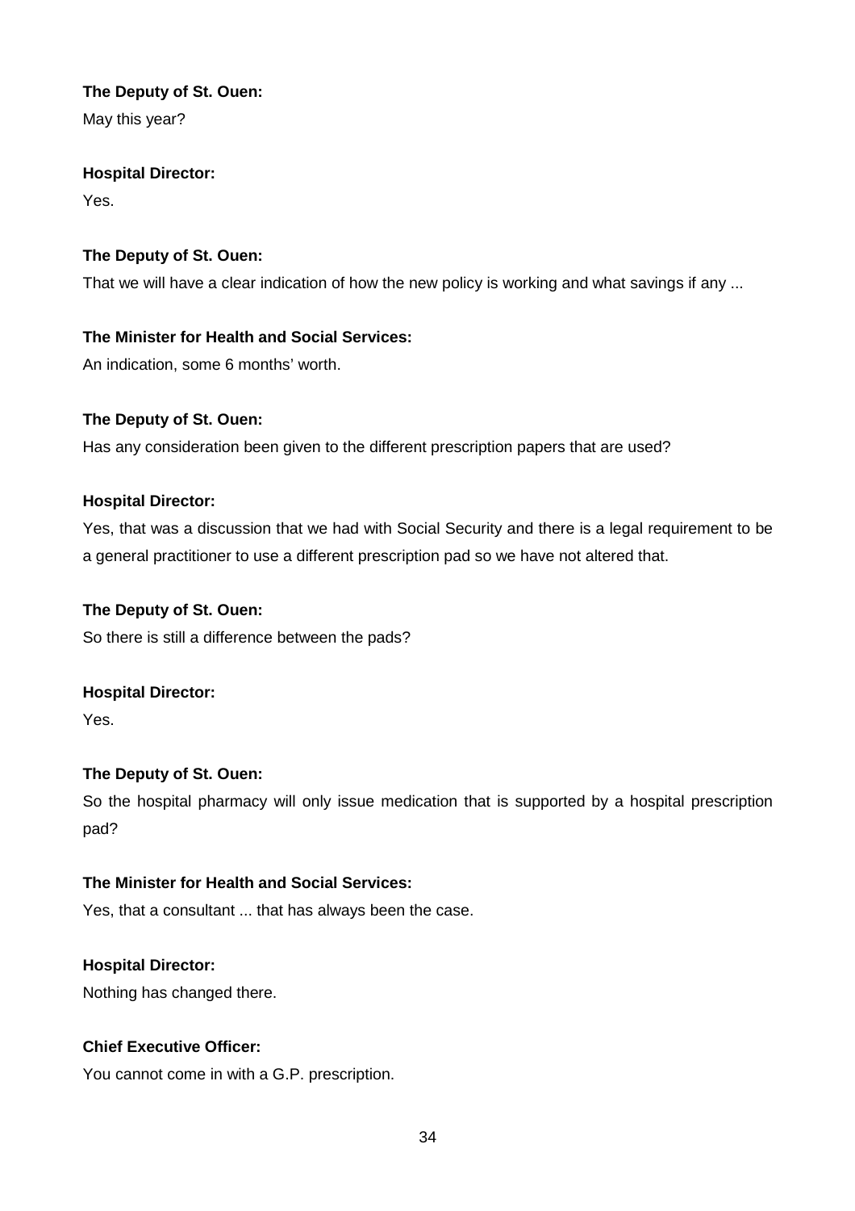**The Deputy of St. Ouen:**
May this year?

**Hospital Director:**
Yes.

**The Deputy of St. Ouen:**
That we will have a clear indication of how the new policy is working and what savings if any ...

**The Minister for Health and Social Services:**
An indication, some 6 months' worth.

**The Deputy of St. Ouen:**
Has any consideration been given to the different prescription papers that are used?

**Hospital Director:**
Yes, that was a discussion that we had with Social Security and there is a legal requirement to be a general practitioner to use a different prescription pad so we have not altered that.

**The Deputy of St. Ouen:**
So there is still a difference between the pads?

**Hospital Director:**
Yes.

**The Deputy of St. Ouen:**
So the hospital pharmacy will only issue medication that is supported by a hospital prescription pad?

**The Minister for Health and Social Services:**
Yes, that a consultant ... that has always been the case.

**Hospital Director:**
Nothing has changed there.

**Chief Executive Officer:**
You cannot come in with a G.P. prescription.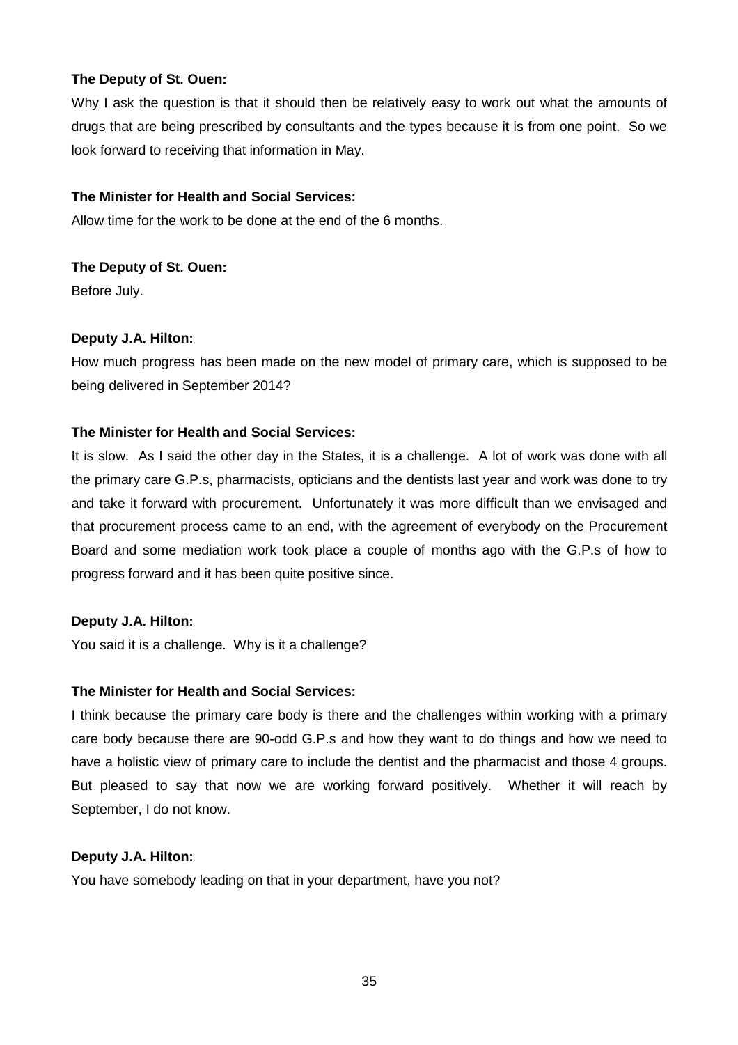**The Deputy of St. Ouen:**

Why I ask the question is that it should then be relatively easy to work out what the amounts of drugs that are being prescribed by consultants and the types because it is from one point. So we look forward to receiving that information in May.

**The Minister for Health and Social Services:**

Allow time for the work to be done at the end of the 6 months.

**The Deputy of St. Ouen:**

Before July.

**Deputy J.A. Hilton:**

How much progress has been made on the new model of primary care, which is supposed to be being delivered in September 2014?

**The Minister for Health and Social Services:**

It is slow. As I said the other day in the States, it is a challenge. A lot of work was done with all the primary care G.P.s, pharmacists, opticians and the dentists last year and work was done to try and take it forward with procurement. Unfortunately it was more difficult than we envisaged and that procurement process came to an end, with the agreement of everybody on the Procurement Board and some mediation work took place a couple of months ago with the G.P.s of how to progress forward and it has been quite positive since.

**Deputy J.A. Hilton:**

You said it is a challenge. Why is it a challenge?

**The Minister for Health and Social Services:**

I think because the primary care body is there and the challenges within working with a primary care body because there are 90-odd G.P.s and how they want to do things and how we need to have a holistic view of primary care to include the dentist and the pharmacist and those 4 groups. But pleased to say that now we are working forward positively. Whether it will reach by September, I do not know.

**Deputy J.A. Hilton:**

You have somebody leading on that in your department, have you not?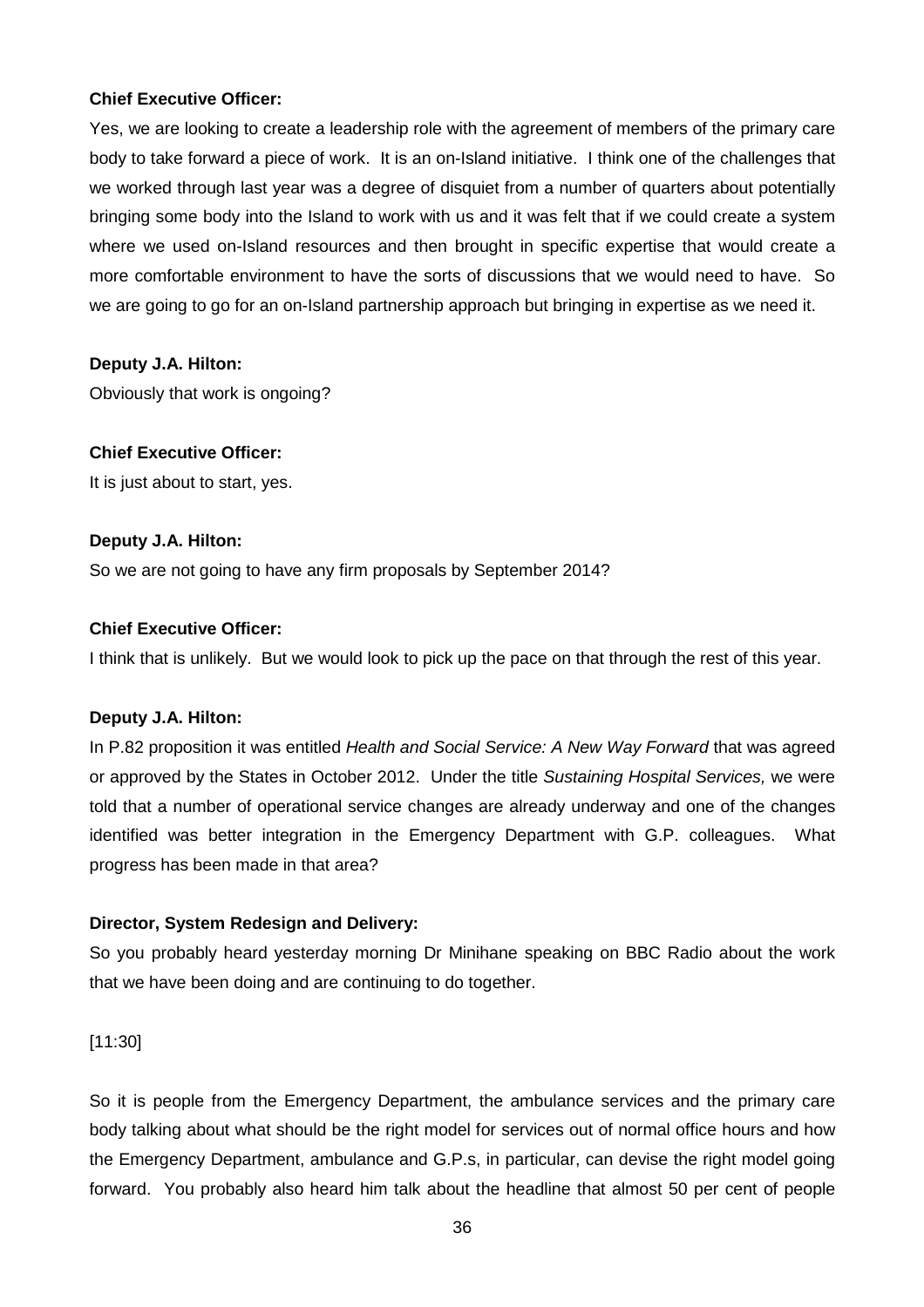**Chief Executive Officer:**

Yes, we are looking to create a leadership role with the agreement of members of the primary care body to take forward a piece of work. It is an on-Island initiative. I think one of the challenges that we worked through last year was a degree of disquiet from a number of quarters about potentially bringing some body into the Island to work with us and it was felt that if we could create a system where we used on-Island resources and then brought in specific expertise that would create a more comfortable environment to have the sorts of discussions that we would need to have. So we are going to go for an on-Island partnership approach but bringing in expertise as we need it.

**Deputy J.A. Hilton:**

Obviously that work is ongoing?

**Chief Executive Officer:**

It is just about to start, yes.

**Deputy J.A. Hilton:**

So we are not going to have any firm proposals by September 2014?

**Chief Executive Officer:**

I think that is unlikely. But we would look to pick up the pace on that through the rest of this year.

**Deputy J.A. Hilton:**

In P.82 proposition it was entitled *Health and Social Service: A New Way Forward* that was agreed or approved by the States in October 2012. Under the title *Sustaining Hospital Services,* we were told that a number of operational service changes are already underway and one of the changes identified was better integration in the Emergency Department with G.P. colleagues. What progress has been made in that area?

**Director, System Redesign and Delivery:**

So you probably heard yesterday morning Dr Minihane speaking on BBC Radio about the work that we have been doing and are continuing to do together.

[11:30]

So it is people from the Emergency Department, the ambulance services and the primary care body talking about what should be the right model for services out of normal office hours and how the Emergency Department, ambulance and G.P.s, in particular, can devise the right model going forward. You probably also heard him talk about the headline that almost 50 per cent of people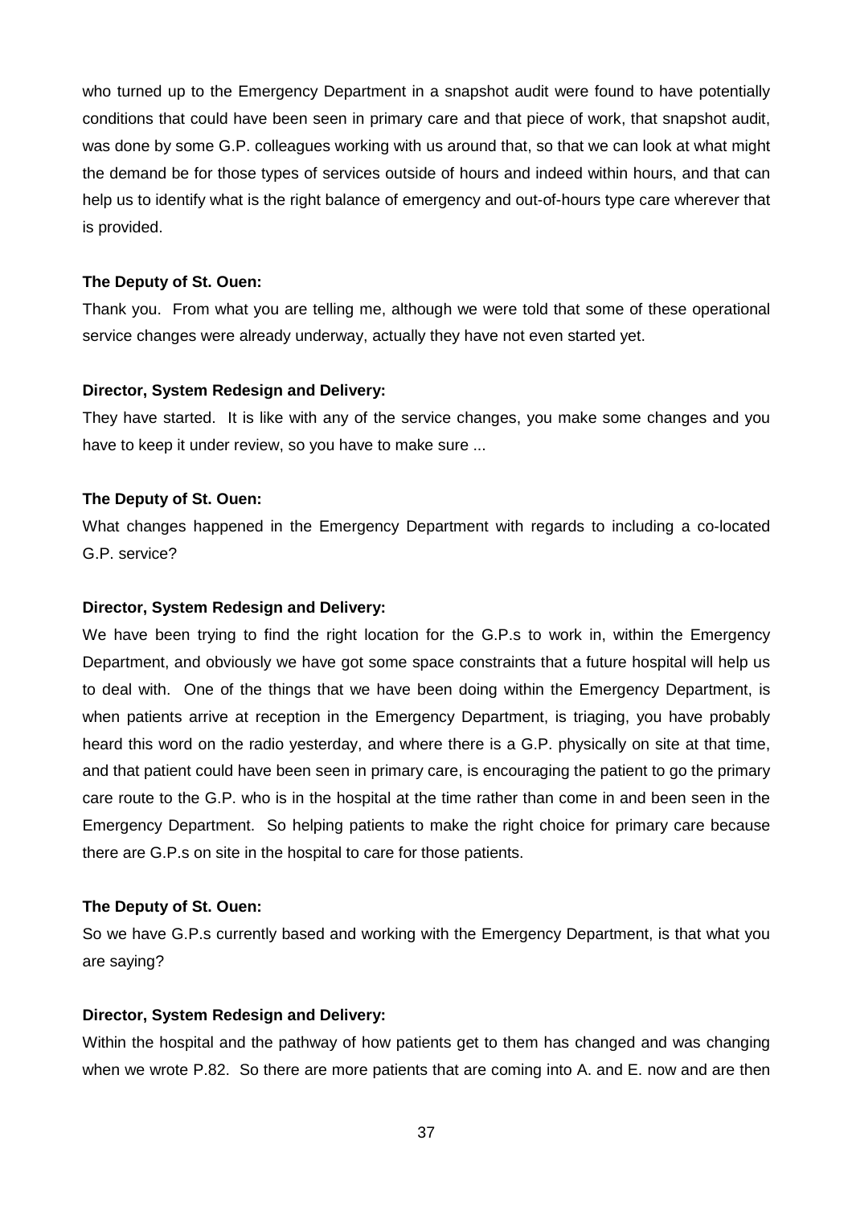who turned up to the Emergency Department in a snapshot audit were found to have potentially conditions that could have been seen in primary care and that piece of work, that snapshot audit, was done by some G.P. colleagues working with us around that, so that we can look at what might the demand be for those types of services outside of hours and indeed within hours, and that can help us to identify what is the right balance of emergency and out-of-hours type care wherever that is provided.

**The Deputy of St. Ouen:**

Thank you. From what you are telling me, although we were told that some of these operational service changes were already underway, actually they have not even started yet.

**Director, System Redesign and Delivery:**

They have started. It is like with any of the service changes, you make some changes and you have to keep it under review, so you have to make sure ...

**The Deputy of St. Ouen:**

What changes happened in the Emergency Department with regards to including a co-located G.P. service?

**Director, System Redesign and Delivery:**

We have been trying to find the right location for the G.P.s to work in, within the Emergency Department, and obviously we have got some space constraints that a future hospital will help us to deal with. One of the things that we have been doing within the Emergency Department, is when patients arrive at reception in the Emergency Department, is triaging, you have probably heard this word on the radio yesterday, and where there is a G.P. physically on site at that time, and that patient could have been seen in primary care, is encouraging the patient to go the primary care route to the G.P. who is in the hospital at the time rather than come in and been seen in the Emergency Department. So helping patients to make the right choice for primary care because there are G.P.s on site in the hospital to care for those patients.

**The Deputy of St. Ouen:**

So we have G.P.s currently based and working with the Emergency Department, is that what you are saying?

**Director, System Redesign and Delivery:**

Within the hospital and the pathway of how patients get to them has changed and was changing when we wrote P.82. So there are more patients that are coming into A. and E. now and are then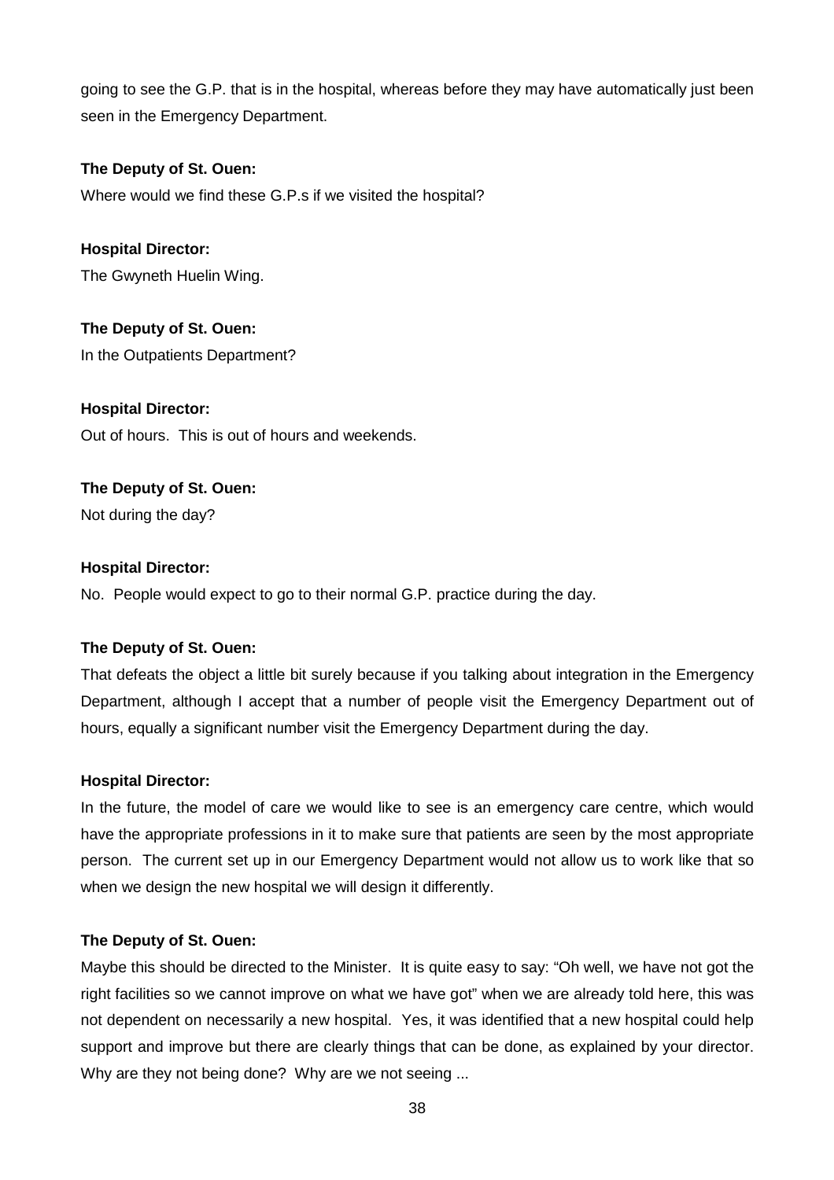going to see the G.P. that is in the hospital, whereas before they may have automatically just been seen in the Emergency Department.

**The Deputy of St. Ouen:**

Where would we find these G.P.s if we visited the hospital?

**Hospital Director:**

The Gwyneth Huelin Wing.

**The Deputy of St. Ouen:**

In the Outpatients Department?

**Hospital Director:**

Out of hours. This is out of hours and weekends.

**The Deputy of St. Ouen:**

Not during the day?

**Hospital Director:**

No. People would expect to go to their normal G.P. practice during the day.

**The Deputy of St. Ouen:**

That defeats the object a little bit surely because if you talking about integration in the Emergency Department, although I accept that a number of people visit the Emergency Department out of hours, equally a significant number visit the Emergency Department during the day.

**Hospital Director:**

In the future, the model of care we would like to see is an emergency care centre, which would have the appropriate professions in it to make sure that patients are seen by the most appropriate person. The current set up in our Emergency Department would not allow us to work like that so when we design the new hospital we will design it differently.

**The Deputy of St. Ouen:**

Maybe this should be directed to the Minister. It is quite easy to say: "Oh well, we have not got the right facilities so we cannot improve on what we have got" when we are already told here, this was not dependent on necessarily a new hospital. Yes, it was identified that a new hospital could help support and improve but there are clearly things that can be done, as explained by your director. Why are they not being done? Why are we not seeing ...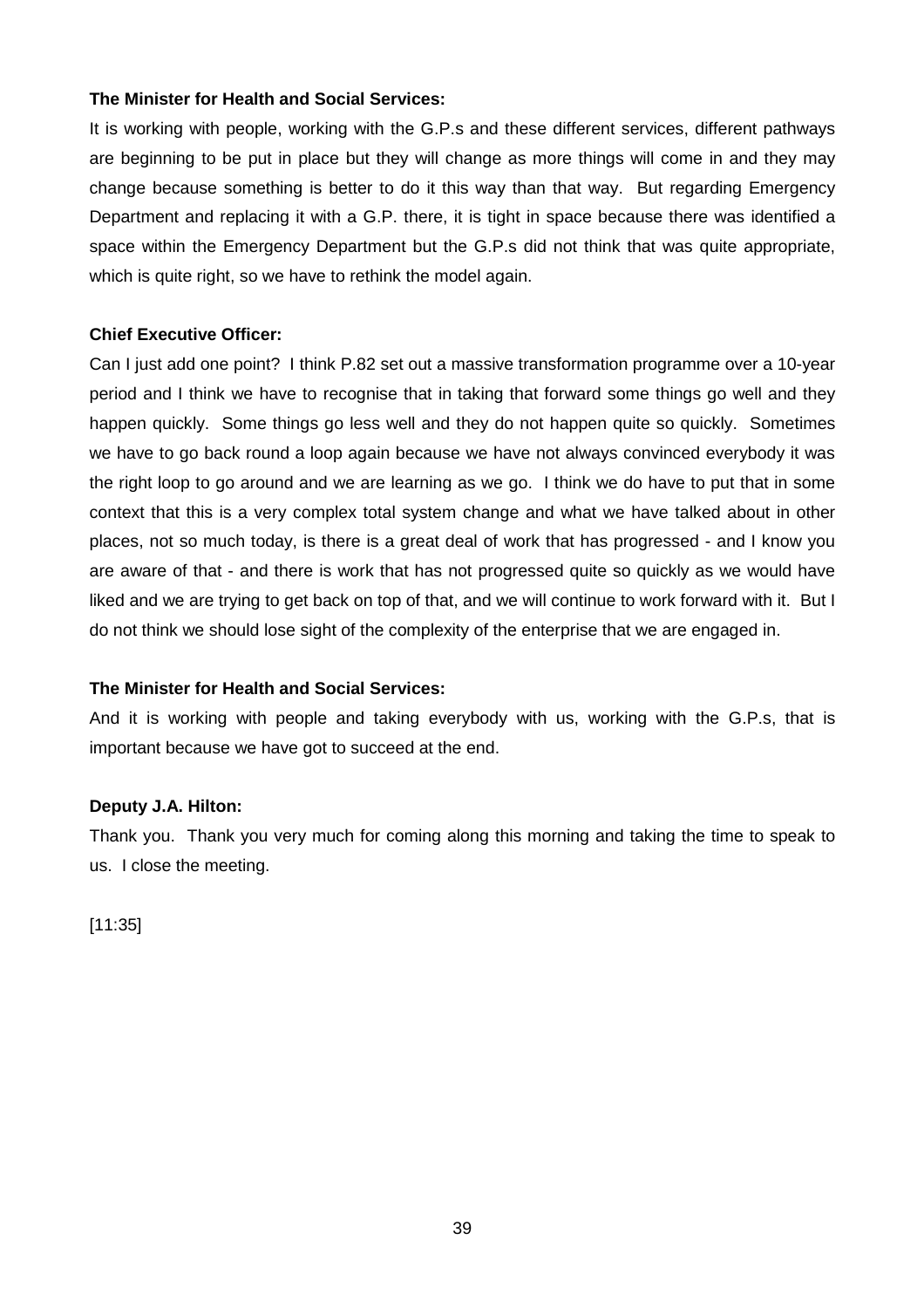**The Minister for Health and Social Services:**

It is working with people, working with the G.P.s and these different services, different pathways are beginning to be put in place but they will change as more things will come in and they may change because something is better to do it this way than that way. But regarding Emergency Department and replacing it with a G.P. there, it is tight in space because there was identified a space within the Emergency Department but the G.P.s did not think that was quite appropriate, which is quite right, so we have to rethink the model again.

**Chief Executive Officer:**

Can I just add one point? I think P.82 set out a massive transformation programme over a 10-year period and I think we have to recognise that in taking that forward some things go well and they happen quickly. Some things go less well and they do not happen quite so quickly. Sometimes we have to go back round a loop again because we have not always convinced everybody it was the right loop to go around and we are learning as we go. I think we do have to put that in some context that this is a very complex total system change and what we have talked about in other places, not so much today, is there is a great deal of work that has progressed - and I know you are aware of that - and there is work that has not progressed quite so quickly as we would have liked and we are trying to get back on top of that, and we will continue to work forward with it. But I do not think we should lose sight of the complexity of the enterprise that we are engaged in.

**The Minister for Health and Social Services:**

And it is working with people and taking everybody with us, working with the G.P.s, that is important because we have got to succeed at the end.

**Deputy J.A. Hilton:**

Thank you. Thank you very much for coming along this morning and taking the time to speak to us. I close the meeting.

[11:35]